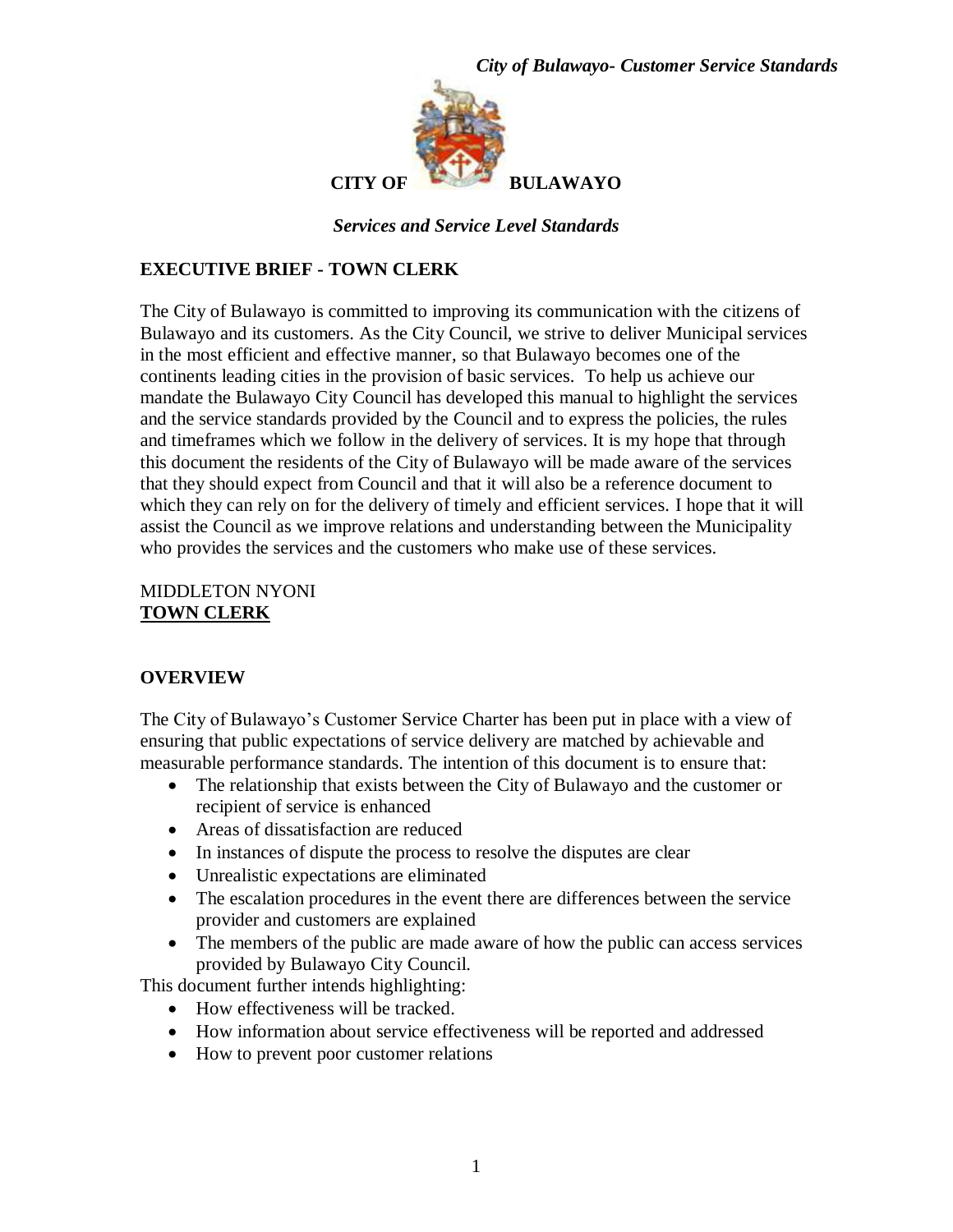# CITY OF BULAWAYO

*Services and Service Level Standards*

## EXECUTIVE BRIEF - TOWN CLERK

The City of Bulawayo is committed to improving its communication with the citizens of Bulawayo and its customers. As the City Council, we strive to deliver Municipal services in the most efficient and effective manner, so that Bulawayo becomes one of the continents leading cities in the provision of basic services. To help us achieve our mandate the Bulawayo City Council has developed this manual to highlight the services and the service standards provided by the Council and to express the policies, the rules and timeframes which we follow in the delivery of services. It is my hope that through this document the residents of the City of Bulawayo will be made aware of the services that they should expect from Council and that it will also be a reference document to which they can rely on for the delivery of timely and efficient services. I hope that it will assist the Council as we improve relations and understanding between the Municipality who provides the services and the customers who make use of these services.

MIDDLETON NYONI
**TOWN CLERK**

## OVERVIEW

The City of Bulawayo's Customer Service Charter has been put in place with a view of ensuring that public expectations of service delivery are matched by achievable and measurable performance standards. The intention of this document is to ensure that:

- The relationship that exists between the City of Bulawayo and the customer or recipient of service is enhanced
- Areas of dissatisfaction are reduced
- In instances of dispute the process to resolve the disputes are clear
- Unrealistic expectations are eliminated
- The escalation procedures in the event there are differences between the service provider and customers are explained
- The members of the public are made aware of how the public can access services provided by Bulawayo City Council.

This document further intends highlighting:

- How effectiveness will be tracked.
- How information about service effectiveness will be reported and addressed
- How to prevent poor customer relations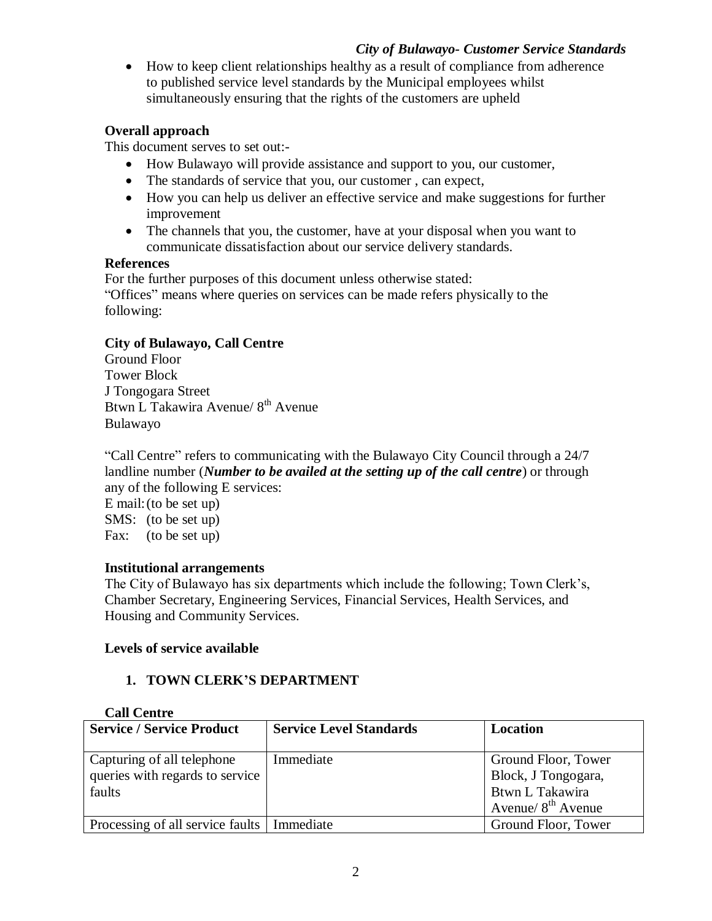- How to keep client relationships healthy as a result of compliance from adherence to published service level standards by the Municipal employees whilst simultaneously ensuring that the rights of the customers are upheld

**Overall approach**

This document serves to set out:-

- How Bulawayo will provide assistance and support to you, our customer,
- The standards of service that you, our customer , can expect,
- How you can help us deliver an effective service and make suggestions for further improvement
- The channels that you, the customer, have at your disposal when you want to communicate dissatisfaction about our service delivery standards.

**References**

For the further purposes of this document unless otherwise stated:

"Offices" means where queries on services can be made refers physically to the following:

**City of Bulawayo, Call Centre**

Ground Floor
Tower Block
J Tongogara Street
Btwn L Takawira Avenue/ 8th Avenue
Bulawayo

"Call Centre" refers to communicating with the Bulawayo City Council through a 24/7 landline number (***Number to be availed at the setting up of the call centre***) or through any of the following E services:

E mail: (to be set up)
SMS: (to be set up)
Fax: (to be set up)

**Institutional arrangements**

The City of Bulawayo has six departments which include the following; Town Clerk's, Chamber Secretary, Engineering Services, Financial Services, Health Services, and Housing and Community Services.

**Levels of service available**

**1. TOWN CLERK'S DEPARTMENT**

**Call Centre**

| Service / Service Product | Service Level Standards | Location |
|---|---|---|
| Capturing of all telephone queries with regards to service faults | Immediate | Ground Floor, Tower Block, J Tongogara, Btwn L Takawira Avenue/ 8th Avenue |
| Processing of all service faults | Immediate | Ground Floor, Tower |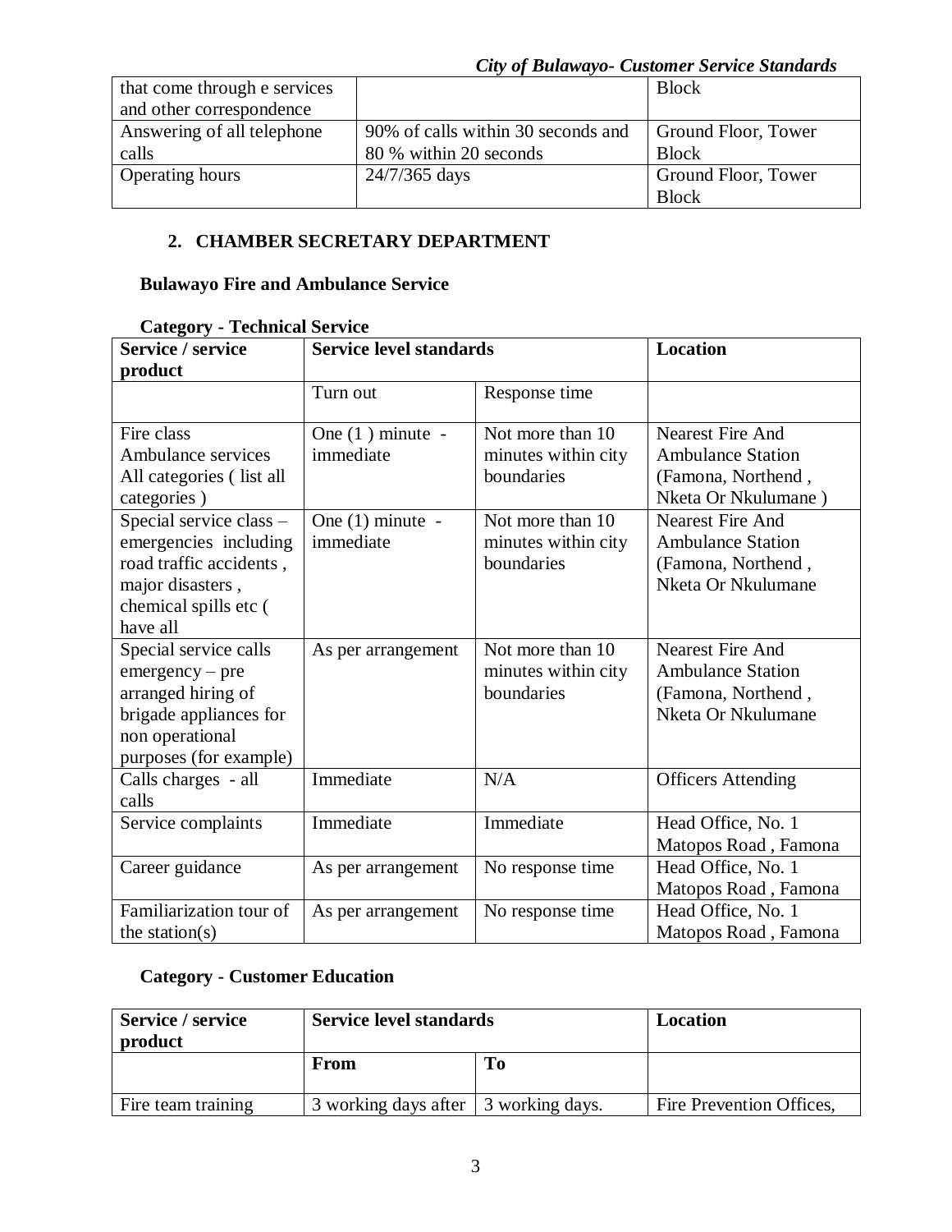| that come through e services and other correspondence | | Block |
|---|---|---|
| Answering of all telephone calls | 90% of calls within 30 seconds and 80 % within 20 seconds | Ground Floor, Tower Block |
| Operating hours | 24/7/365 days | Ground Floor, Tower Block |

## 2. CHAMBER SECRETARY DEPARTMENT

### Bulawayo Fire and Ambulance Service

**Category - Technical Service**

| Service / service product | Service level standards | | Location |
|---|---|---|---|
| | Turn out | Response time | |
| Fire class Ambulance services All categories ( list all categories ) | One (1 ) minute - immediate | Not more than 10 minutes within city boundaries | Nearest Fire And Ambulance Station (Famona, Northend , Nketa Or Nkulumane ) |
| Special service class – emergencies including road traffic accidents , major disasters , chemical spills etc ( have all | One (1) minute - immediate | Not more than 10 minutes within city boundaries | Nearest Fire And Ambulance Station (Famona, Northend , Nketa Or Nkulumane |
| Special service calls emergency – pre arranged hiring of brigade appliances for non operational purposes (for example) | As per arrangement | Not more than 10 minutes within city boundaries | Nearest Fire And Ambulance Station (Famona, Northend , Nketa Or Nkulumane |
| Calls charges - all calls | Immediate | N/A | Officers Attending |
| Service complaints | Immediate | Immediate | Head Office, No. 1 Matopos Road , Famona |
| Career guidance | As per arrangement | No response time | Head Office, No. 1 Matopos Road , Famona |
| Familiarization tour of the station(s) | As per arrangement | No response time | Head Office, No. 1 Matopos Road , Famona |

**Category - Customer Education**

| Service / service product | Service level standards | | Location |
|---|---|---|---|
| | **From** | **To** | |
| Fire team training | 3 working days after | 3 working days. | Fire Prevention Offices, |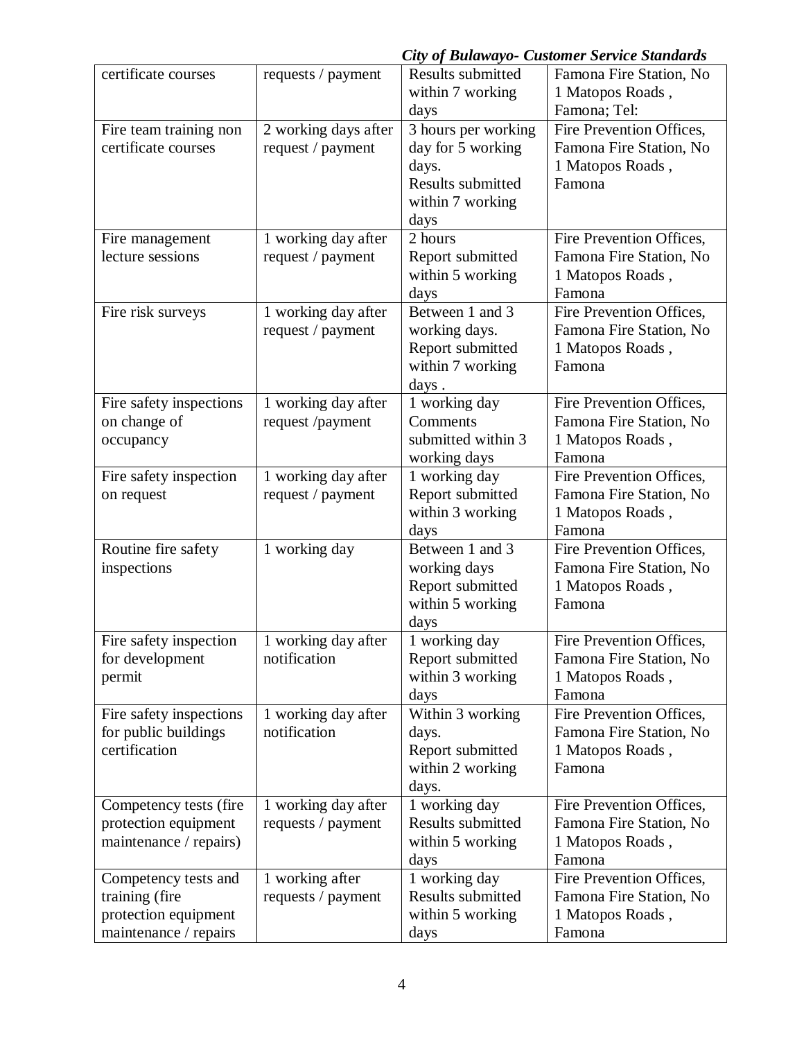| certificate courses | requests / payment | Results submitted within 7 working days | Famona Fire Station, No 1 Matopos Roads , Famona; Tel: |
|---|---|---|---|
| Fire team training non certificate courses | 2 working days after request / payment | 3 hours per working day for 5 working days. Results submitted within 7 working days | Fire Prevention Offices, Famona Fire Station, No 1 Matopos Roads , Famona |
| Fire management lecture sessions | 1 working day after request / payment | 2 hours Report submitted within 5 working days | Fire Prevention Offices, Famona Fire Station, No 1 Matopos Roads , Famona |
| Fire risk surveys | 1 working day after request / payment | Between 1 and 3 working days. Report submitted within 7 working days . | Fire Prevention Offices, Famona Fire Station, No 1 Matopos Roads , Famona |
| Fire safety inspections on change of occupancy | 1 working day after request /payment | 1 working day Comments submitted within 3 working days | Fire Prevention Offices, Famona Fire Station, No 1 Matopos Roads , Famona |
| Fire safety inspection on request | 1 working day after request / payment | 1 working day Report submitted within 3 working days | Fire Prevention Offices, Famona Fire Station, No 1 Matopos Roads , Famona |
| Routine fire safety inspections | 1 working day | Between 1 and 3 working days Report submitted within 5 working days | Fire Prevention Offices, Famona Fire Station, No 1 Matopos Roads , Famona |
| Fire safety inspection for development permit | 1 working day after notification | 1 working day Report submitted within 3 working days | Fire Prevention Offices, Famona Fire Station, No 1 Matopos Roads , Famona |
| Fire safety inspections for public buildings certification | 1 working day after notification | Within 3 working days. Report submitted within 2 working days. | Fire Prevention Offices, Famona Fire Station, No 1 Matopos Roads , Famona |
| Competency tests (fire protection equipment maintenance / repairs) | 1 working day after requests / payment | 1 working day Results submitted within 5 working days | Fire Prevention Offices, Famona Fire Station, No 1 Matopos Roads , Famona |
| Competency tests and training (fire protection equipment maintenance / repairs | 1 working after requests / payment | 1 working day Results submitted within 5 working days | Fire Prevention Offices, Famona Fire Station, No 1 Matopos Roads , Famona |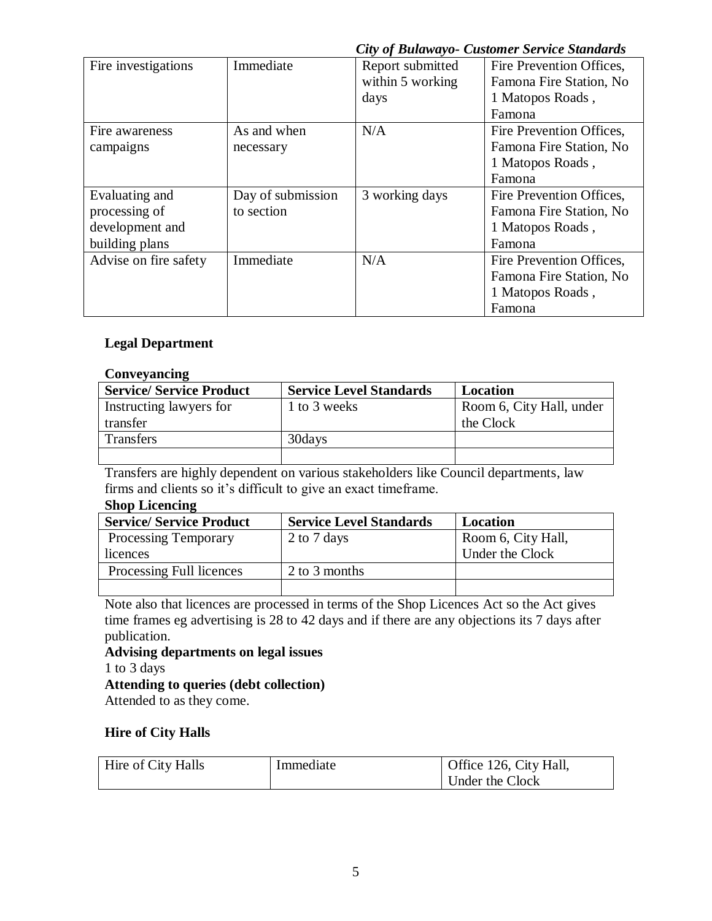| Fire investigations | Immediate | Report submitted within 5 working days | Fire Prevention Offices, Famona Fire Station, No 1 Matopos Roads , Famona |
|---|---|---|---|
| Fire awareness campaigns | As and when necessary | N/A | Fire Prevention Offices, Famona Fire Station, No 1 Matopos Roads , Famona |
| Evaluating and processing of development and building plans | Day of submission to section | 3 working days | Fire Prevention Offices, Famona Fire Station, No 1 Matopos Roads , Famona |
| Advise on fire safety | Immediate | N/A | Fire Prevention Offices, Famona Fire Station, No 1 Matopos Roads , Famona |

## Legal Department

### Conveyancing

| Service/ Service Product | Service Level Standards | Location |
|---|---|---|
| Instructing lawyers for transfer | 1 to 3 weeks | Room 6, City Hall, under the Clock |
| Transfers | 30days | |
| | | |

Transfers are highly dependent on various stakeholders like Council departments, law firms and clients so it's difficult to give an exact timeframe.

### Shop Licencing

| Service/ Service Product | Service Level Standards | Location |
|---|---|---|
| Processing Temporary licences | 2 to 7 days | Room 6, City Hall, Under the Clock |
| Processing Full licences | 2 to 3 months | |
| | | |

Note also that licences are processed in terms of the Shop Licences Act so the Act gives time frames eg advertising is 28 to 42 days and if there are any objections its 7 days after publication.

**Advising departments on legal issues**

1 to 3 days

**Attending to queries (debt collection)**

Attended to as they come.

## Hire of City Halls

| Hire of City Halls | Immediate | Office 126, City Hall, Under the Clock |
|---|---|---|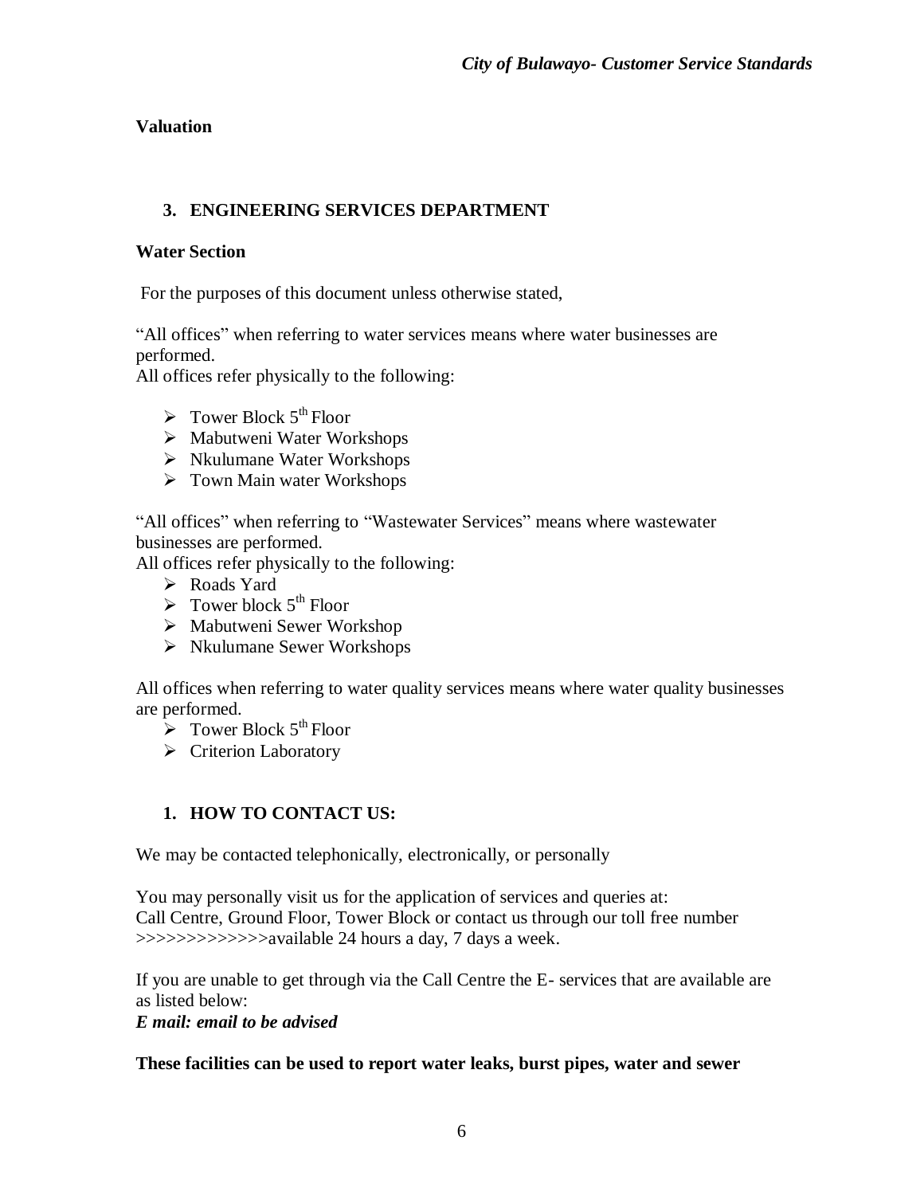**Valuation**

## 3. ENGINEERING SERVICES DEPARTMENT

### Water Section

For the purposes of this document unless otherwise stated,

“All offices” when referring to water services means where water businesses are performed.
All offices refer physically to the following:

- Tower Block 5th Floor
- Mabutweni Water Workshops
- Nkulumane Water Workshops
- Town Main water Workshops

“All offices” when referring to “Wastewater Services” means where wastewater businesses are performed.
All offices refer physically to the following:

- Roads Yard
- Tower block 5th Floor
- Mabutweni Sewer Workshop
- Nkulumane Sewer Workshops

All offices when referring to water quality services means where water quality businesses are performed.

- Tower Block 5th Floor
- Criterion Laboratory

## 1. HOW TO CONTACT US:

We may be contacted telephonically, electronically, or personally

You may personally visit us for the application of services and queries at:
Call Centre, Ground Floor, Tower Block or contact us through our toll free number >>>>>>>>>>>>>available 24 hours a day, 7 days a week.

If you are unable to get through via the Call Centre the E- services that are available are as listed below:
***E mail: email to be advised***

**These facilities can be used to report water leaks, burst pipes, water and sewer**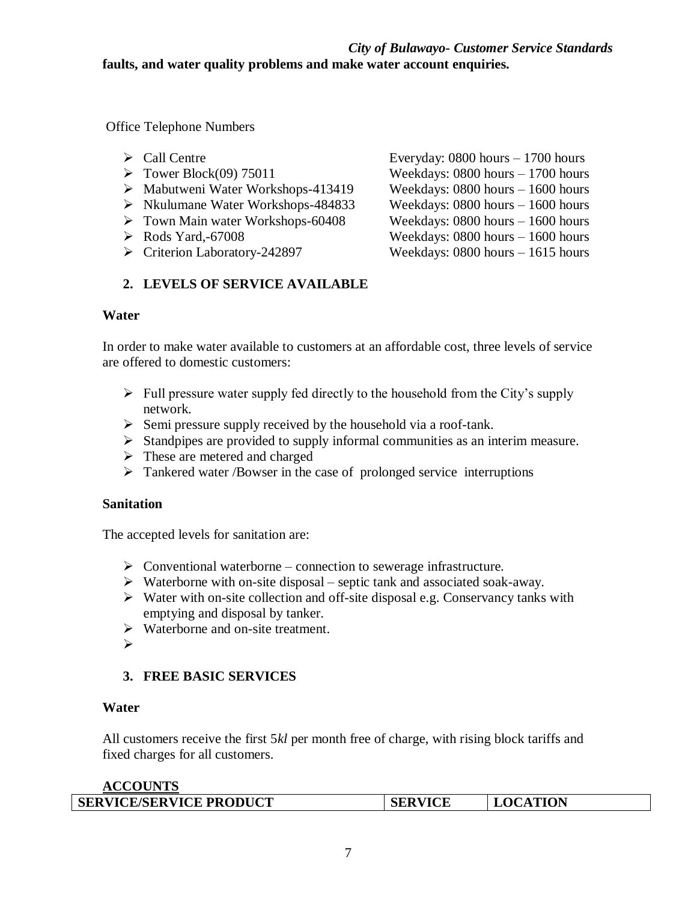**faults, and water quality problems and make water account enquiries.**

Office Telephone Numbers

- Call Centre — Everyday: 0800 hours – 1700 hours
- Tower Block(09) 75011 — Weekdays: 0800 hours – 1700 hours
- Mabutweni Water Workshops-413419 — Weekdays: 0800 hours – 1600 hours
- Nkulumane Water Workshops-484833 — Weekdays: 0800 hours – 1600 hours
- Town Main water Workshops-60408 — Weekdays: 0800 hours – 1600 hours
- Rods Yard,-67008 — Weekdays: 0800 hours – 1600 hours
- Criterion Laboratory-242897 — Weekdays: 0800 hours – 1615 hours

## 2. LEVELS OF SERVICE AVAILABLE

**Water**

In order to make water available to customers at an affordable cost, three levels of service are offered to domestic customers:

- Full pressure water supply fed directly to the household from the City's supply network.
- Semi pressure supply received by the household via a roof-tank.
- Standpipes are provided to supply informal communities as an interim measure.
- These are metered and charged
- Tankered water /Bowser in the case of prolonged service interruptions

**Sanitation**

The accepted levels for sanitation are:

- Conventional waterborne – connection to sewerage infrastructure.
- Waterborne with on-site disposal – septic tank and associated soak-away.
- Water with on-site collection and off-site disposal e.g. Conservancy tanks with emptying and disposal by tanker.
- Waterborne and on-site treatment.
-

## 3. FREE BASIC SERVICES

**Water**

All customers receive the first 5*kl* per month free of charge, with rising block tariffs and fixed charges for all customers.

**ACCOUNTS**

| SERVICE/SERVICE PRODUCT | SERVICE | LOCATION |
| --- | --- | --- |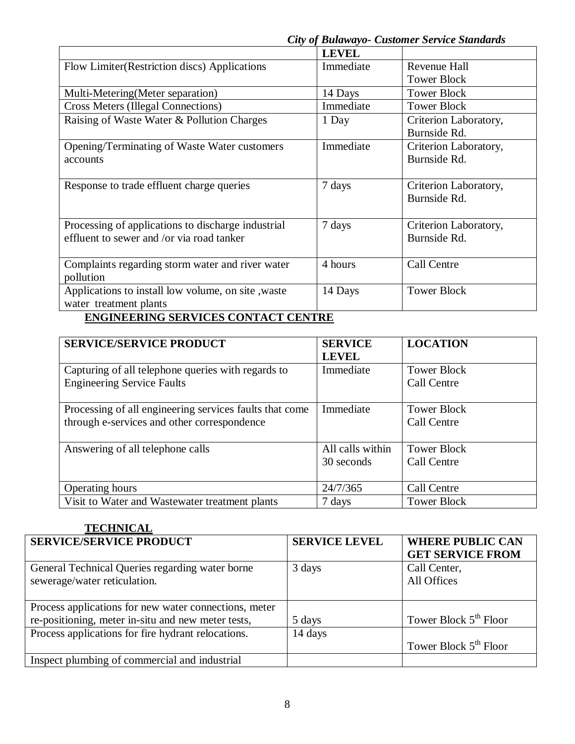| | LEVEL | |
|---|---|---|
| Flow Limiter(Restriction discs) Applications | Immediate | Revenue Hall Tower Block |
| Multi-Metering(Meter separation) | 14 Days | Tower Block |
| Cross Meters (Illegal Connections) | Immediate | Tower Block |
| Raising of Waste Water & Pollution Charges | 1 Day | Criterion Laboratory, Burnside Rd. |
| Opening/Terminating of Waste Water customers accounts | Immediate | Criterion Laboratory, Burnside Rd. |
| Response to trade effluent charge queries | 7 days | Criterion Laboratory, Burnside Rd. |
| Processing of applications to discharge industrial effluent to sewer and /or via road tanker | 7 days | Criterion Laboratory, Burnside Rd. |
| Complaints regarding storm water and river water pollution | 4 hours | Call Centre |
| Applications to install low volume, on site ,waste water treatment plants | 14 Days | Tower Block |

**ENGINEERING SERVICES CONTACT CENTRE**

| SERVICE/SERVICE PRODUCT | SERVICE LEVEL | LOCATION |
|---|---|---|
| Capturing of all telephone queries with regards to Engineering Service Faults | Immediate | Tower Block Call Centre |
| Processing of all engineering services faults that come through e-services and other correspondence | Immediate | Tower Block Call Centre |
| Answering of all telephone calls | All calls within 30 seconds | Tower Block Call Centre |
| Operating hours | 24/7/365 | Call Centre |
| Visit to Water and Wastewater treatment plants | 7 days | Tower Block |

**TECHNICAL**

| SERVICE/SERVICE PRODUCT | SERVICE LEVEL | WHERE PUBLIC CAN GET SERVICE FROM |
|---|---|---|
| General Technical Queries regarding water borne sewerage/water reticulation. | 3 days | Call Center, All Offices |
| Process applications for new water connections, meter re-positioning, meter in-situ and new meter tests, | 5 days | Tower Block 5th Floor |
| Process applications for fire hydrant relocations. | 14 days | Tower Block 5th Floor |
| Inspect plumbing of commercial and industrial | | |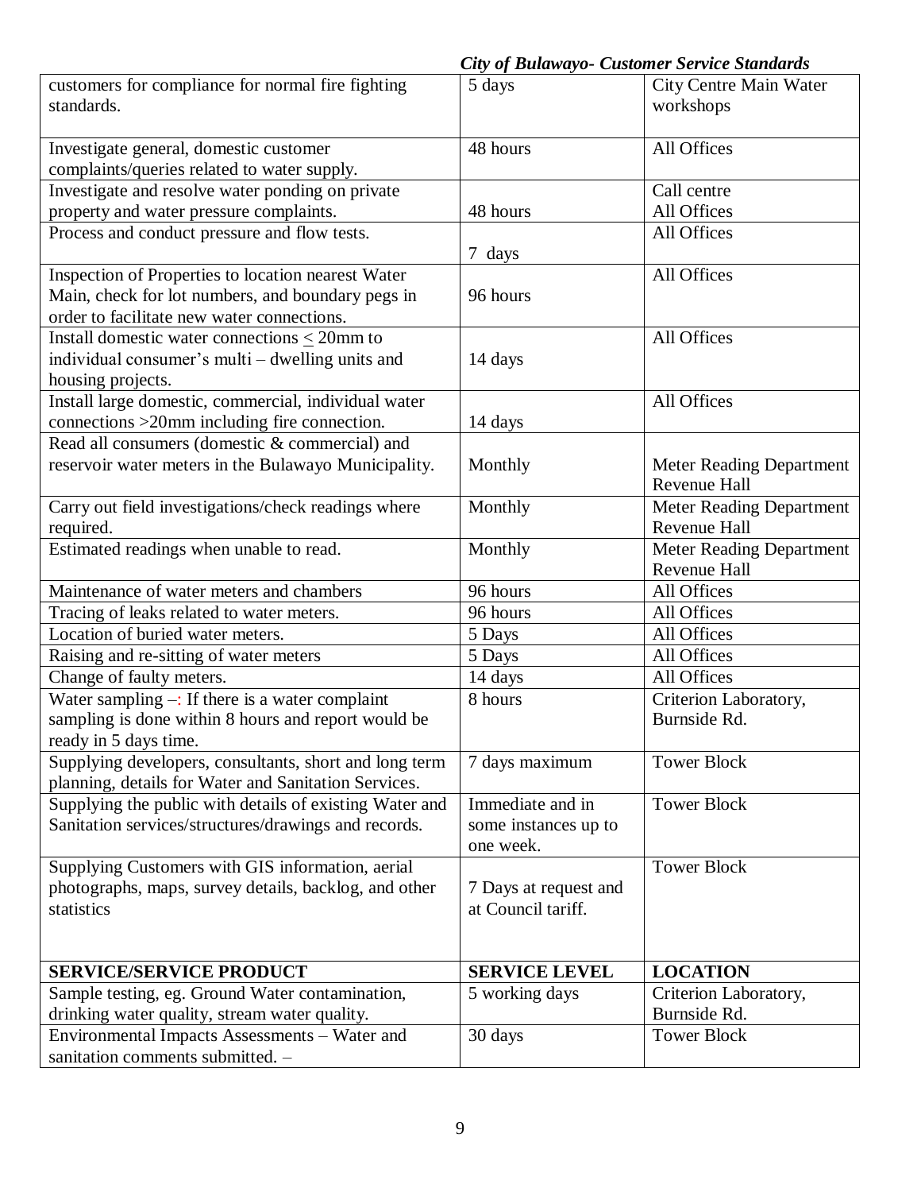| | | |
|---|---|---|
| customers for compliance for normal fire fighting standards. | 5 days | City Centre Main Water workshops |
| Investigate general, domestic customer complaints/queries related to water supply. | 48 hours | All Offices |
| Investigate and resolve water ponding on private property and water pressure complaints. | 48 hours | Call centre<br>All Offices |
| Process and conduct pressure and flow tests. | 7 days | All Offices |
| Inspection of Properties to location nearest Water Main, check for lot numbers, and boundary pegs in order to facilitate new water connections. | 96 hours | All Offices |
| Install domestic water connections ≤ 20mm to individual consumer's multi – dwelling units and housing projects. | 14 days | All Offices |
| Install large domestic, commercial, individual water connections >20mm including fire connection. | 14 days | All Offices |
| Read all consumers (domestic & commercial) and reservoir water meters in the Bulawayo Municipality. | Monthly | Meter Reading Department Revenue Hall |
| Carry out field investigations/check readings where required. | Monthly | Meter Reading Department Revenue Hall |
| Estimated readings when unable to read. | Monthly | Meter Reading Department Revenue Hall |
| Maintenance of water meters and chambers | 96 hours | All Offices |
| Tracing of leaks related to water meters. | 96 hours | All Offices |
| Location of buried water meters. | 5 Days | All Offices |
| Raising and re-sitting of water meters | 5 Days | All Offices |
| Change of faulty meters. | 14 days | All Offices |
| Water sampling –: If there is a water complaint sampling is done within 8 hours and report would be ready in 5 days time. | 8 hours | Criterion Laboratory, Burnside Rd. |
| Supplying developers, consultants, short and long term planning, details for Water and Sanitation Services. | 7 days maximum | Tower Block |
| Supplying the public with details of existing Water and Sanitation services/structures/drawings and records. | Immediate and in some instances up to one week. | Tower Block |
| Supplying Customers with GIS information, aerial photographs, maps, survey details, backlog, and other statistics | 7 Days at request and at Council tariff. | Tower Block |
| **SERVICE/SERVICE PRODUCT** | **SERVICE LEVEL** | **LOCATION** |
| Sample testing, eg. Ground Water contamination, drinking water quality, stream water quality. | 5 working days | Criterion Laboratory, Burnside Rd. |
| Environmental Impacts Assessments – Water and sanitation comments submitted. – | 30 days | Tower Block |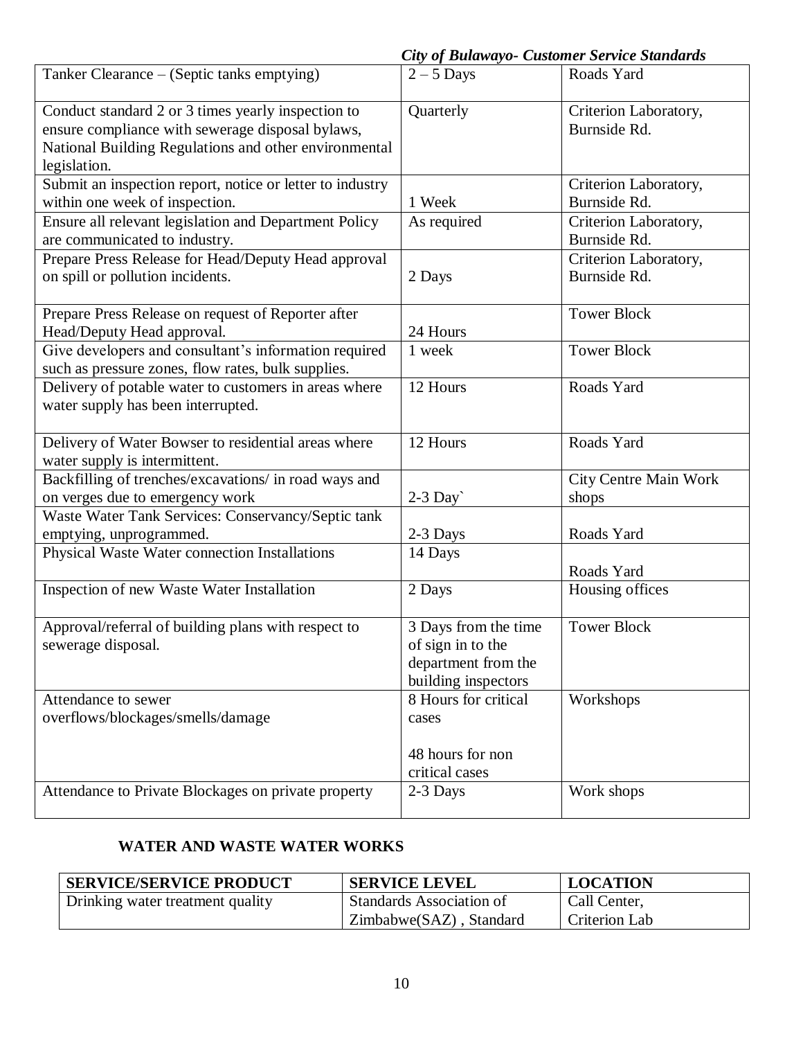| | | |
|---|---|---|
| Tanker Clearance – (Septic tanks emptying) | 2 – 5 Days | Roads Yard |
| Conduct standard 2 or 3 times yearly inspection to ensure compliance with sewerage disposal bylaws, National Building Regulations and other environmental legislation. | Quarterly | Criterion Laboratory, Burnside Rd. |
| Submit an inspection report, notice or letter to industry within one week of inspection. | 1 Week | Criterion Laboratory, Burnside Rd. |
| Ensure all relevant legislation and Department Policy are communicated to industry. | As required | Criterion Laboratory, Burnside Rd. |
| Prepare Press Release for Head/Deputy Head approval on spill or pollution incidents. | 2 Days | Criterion Laboratory, Burnside Rd. |
| Prepare Press Release on request of Reporter after Head/Deputy Head approval. | 24 Hours | Tower Block |
| Give developers and consultant's information required such as pressure zones, flow rates, bulk supplies. | 1 week | Tower Block |
| Delivery of potable water to customers in areas where water supply has been interrupted. | 12 Hours | Roads Yard |
| Delivery of Water Bowser to residential areas where water supply is intermittent. | 12 Hours | Roads Yard |
| Backfilling of trenches/excavations/ in road ways and on verges due to emergency work | 2-3 Day` | City Centre Main Work shops |
| Waste Water Tank Services: Conservancy/Septic tank emptying, unprogrammed. | 2-3 Days | Roads Yard |
| Physical Waste Water connection Installations | 14 Days | Roads Yard |
| Inspection of new Waste Water Installation | 2 Days | Housing offices |
| Approval/referral of building plans with respect to sewerage disposal. | 3 Days from the time of sign in to the department from the building inspectors | Tower Block |
| Attendance to sewer overflows/blockages/smells/damage | 8 Hours for critical cases<br><br>48 hours for non critical cases | Workshops |
| Attendance to Private Blockages on private property | 2-3 Days | Work shops |

**WATER AND WASTE WATER WORKS**

| SERVICE/SERVICE PRODUCT | SERVICE LEVEL | LOCATION |
|---|---|---|
| Drinking water treatment quality | Standards Association of Zimbabwe(SAZ) , Standard | Call Center, Criterion Lab |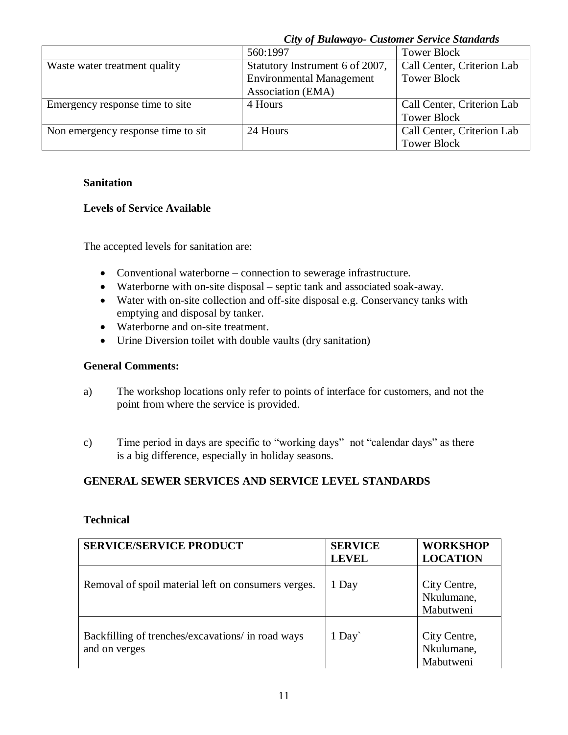| | 560:1997 | Tower Block |
|---|---|---|
| Waste water treatment quality | Statutory Instrument 6 of 2007, Environmental Management Association (EMA) | Call Center, Criterion Lab Tower Block |
| Emergency response time to site | 4 Hours | Call Center, Criterion Lab Tower Block |
| Non emergency response time to sit | 24 Hours | Call Center, Criterion Lab Tower Block |

**Sanitation**

**Levels of Service Available**

The accepted levels for sanitation are:

- Conventional waterborne – connection to sewerage infrastructure.
- Waterborne with on-site disposal – septic tank and associated soak-away.
- Water with on-site collection and off-site disposal e.g. Conservancy tanks with emptying and disposal by tanker.
- Waterborne and on-site treatment.
- Urine Diversion toilet with double vaults (dry sanitation)

**General Comments:**

a) The workshop locations only refer to points of interface for customers, and not the point from where the service is provided.

c) Time period in days are specific to "working days" not "calendar days" as there is a big difference, especially in holiday seasons.

**GENERAL SEWER SERVICES AND SERVICE LEVEL STANDARDS**

**Technical**

| SERVICE/SERVICE PRODUCT | SERVICE LEVEL | WORKSHOP LOCATION |
|---|---|---|
| Removal of spoil material left on consumers verges. | 1 Day | City Centre, Nkulumane, Mabutweni |
| Backfilling of trenches/excavations/ in road ways and on verges | 1 Day` | City Centre, Nkulumane, Mabutweni |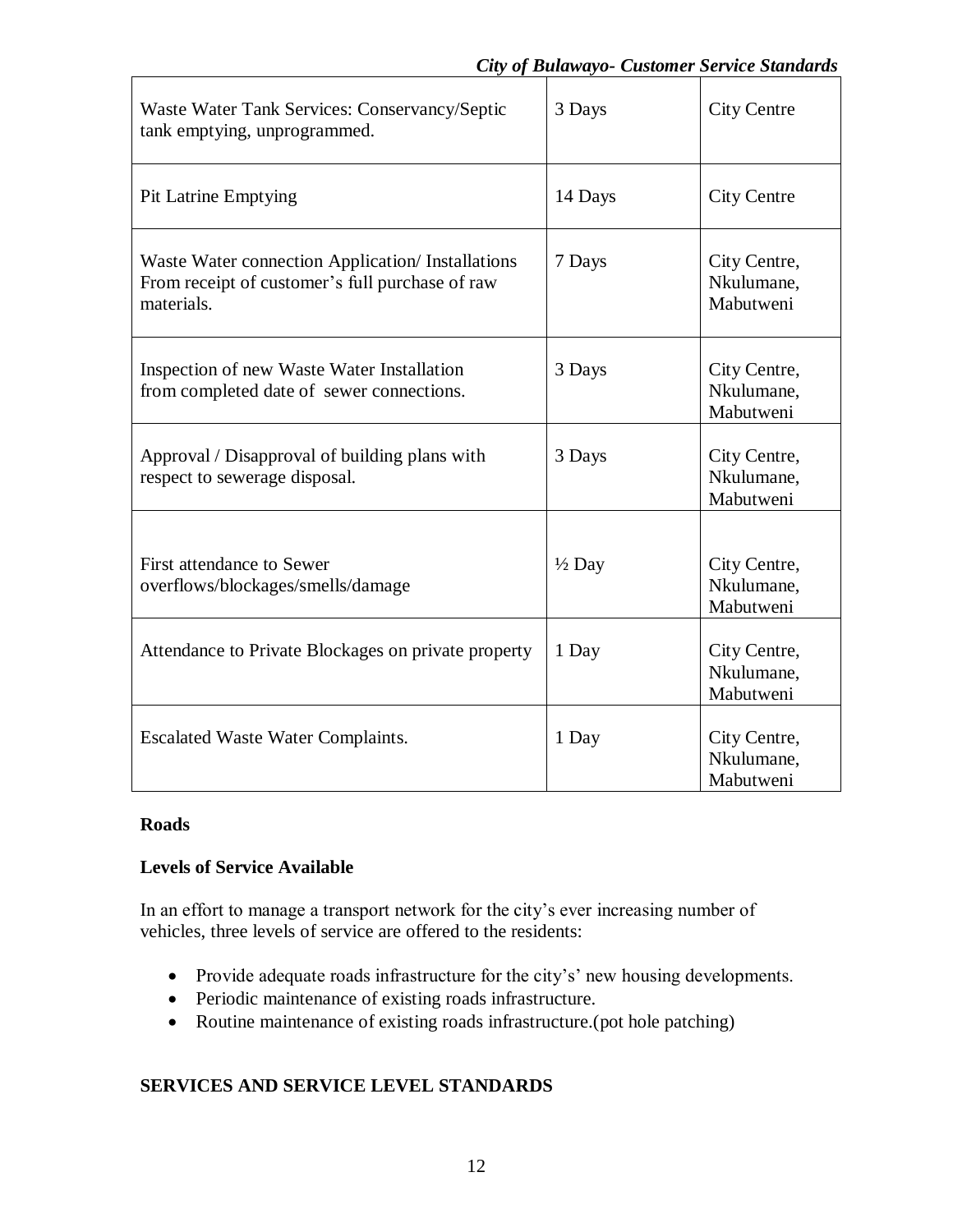| Waste Water Tank Services: Conservancy/Septic tank emptying, unprogrammed. | 3 Days | City Centre |
|---|---|---|
| Pit Latrine Emptying | 14 Days | City Centre |
| Waste Water connection Application/ Installations From receipt of customer's full purchase of raw materials. | 7 Days | City Centre, Nkulumane, Mabutweni |
| Inspection of new Waste Water Installation from completed date of sewer connections. | 3 Days | City Centre, Nkulumane, Mabutweni |
| Approval / Disapproval of building plans with respect to sewerage disposal. | 3 Days | City Centre, Nkulumane, Mabutweni |
| First attendance to Sewer overflows/blockages/smells/damage | ½ Day | City Centre, Nkulumane, Mabutweni |
| Attendance to Private Blockages on private property | 1 Day | City Centre, Nkulumane, Mabutweni |
| Escalated Waste Water Complaints. | 1 Day | City Centre, Nkulumane, Mabutweni |

**Roads**

**Levels of Service Available**

In an effort to manage a transport network for the city's ever increasing number of vehicles, three levels of service are offered to the residents:

- Provide adequate roads infrastructure for the city's' new housing developments.
- Periodic maintenance of existing roads infrastructure.
- Routine maintenance of existing roads infrastructure.(pot hole patching)

**SERVICES AND SERVICE LEVEL STANDARDS**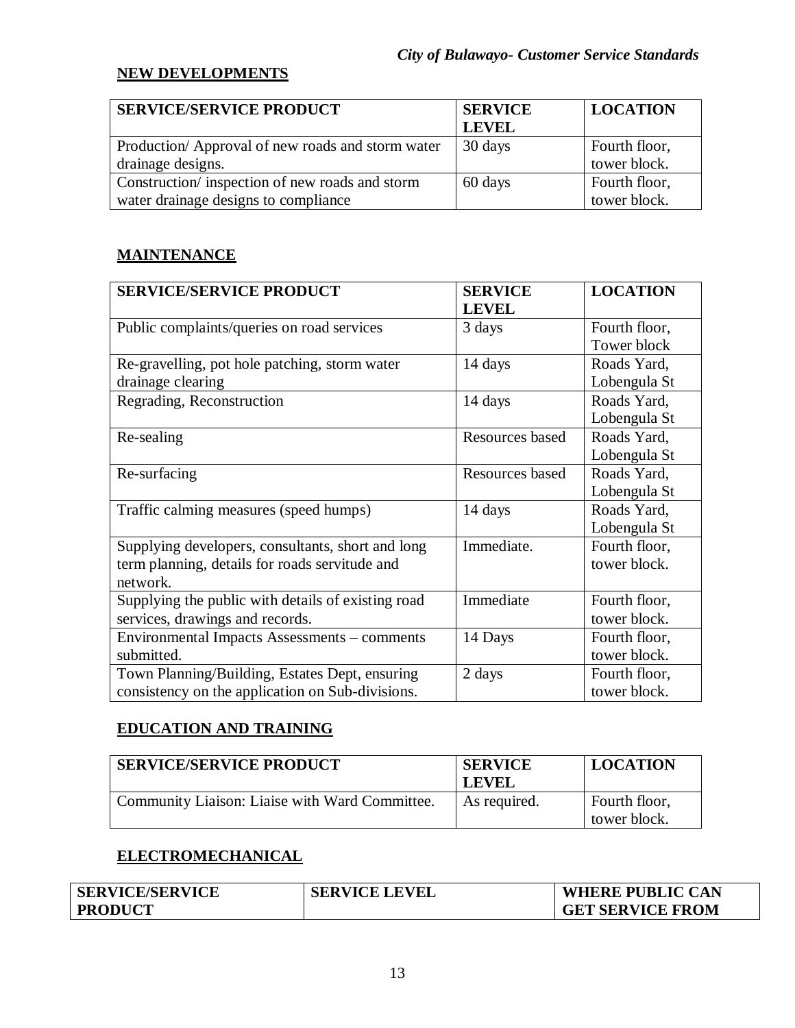## NEW DEVELOPMENTS

| SERVICE/SERVICE PRODUCT | SERVICE LEVEL | LOCATION |
| --- | --- | --- |
| Production/ Approval of new roads and storm water drainage designs. | 30 days | Fourth floor, tower block. |
| Construction/ inspection of new roads and storm water drainage designs to compliance | 60 days | Fourth floor, tower block. |

## MAINTENANCE

| SERVICE/SERVICE PRODUCT | SERVICE LEVEL | LOCATION |
| --- | --- | --- |
| Public complaints/queries on road services | 3 days | Fourth floor, Tower block |
| Re-gravelling, pot hole patching, storm water drainage clearing | 14 days | Roads Yard, Lobengula St |
| Regrading, Reconstruction | 14 days | Roads Yard, Lobengula St |
| Re-sealing | Resources based | Roads Yard, Lobengula St |
| Re-surfacing | Resources based | Roads Yard, Lobengula St |
| Traffic calming measures (speed humps) | 14 days | Roads Yard, Lobengula St |
| Supplying developers, consultants, short and long term planning, details for roads servitude and network. | Immediate. | Fourth floor, tower block. |
| Supplying the public with details of existing road services, drawings and records. | Immediate | Fourth floor, tower block. |
| Environmental Impacts Assessments – comments submitted. | 14 Days | Fourth floor, tower block. |
| Town Planning/Building, Estates Dept, ensuring consistency on the application on Sub-divisions. | 2 days | Fourth floor, tower block. |

## EDUCATION AND TRAINING

| SERVICE/SERVICE PRODUCT | SERVICE LEVEL | LOCATION |
| --- | --- | --- |
| Community Liaison: Liaise with Ward Committee. | As required. | Fourth floor, tower block. |

## ELECTROMECHANICAL

| SERVICE/SERVICE PRODUCT | SERVICE LEVEL | WHERE PUBLIC CAN GET SERVICE FROM |
| --- | --- | --- |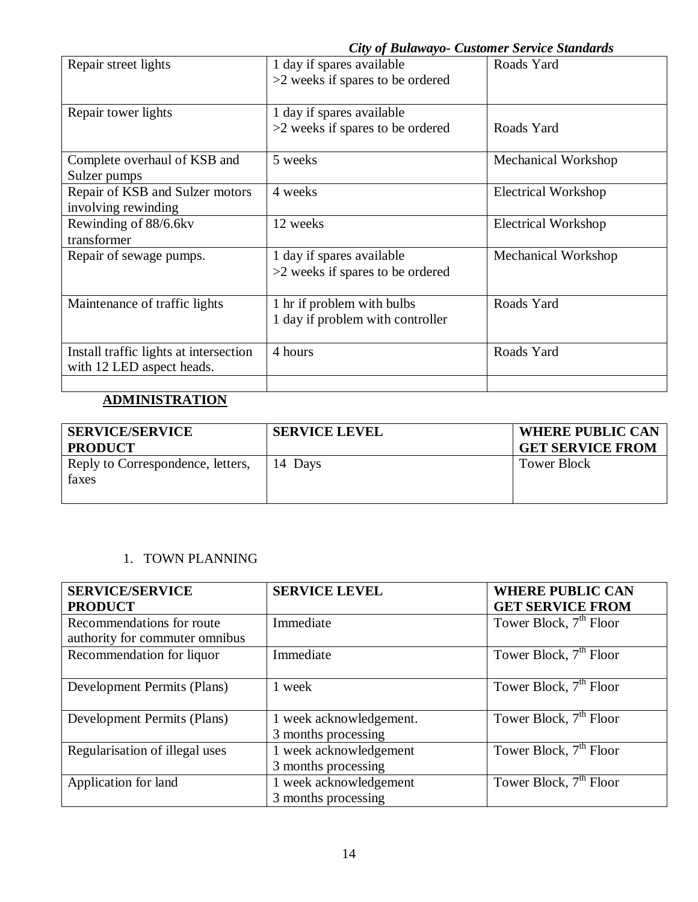| | | |
|---|---|---|
| Repair street lights | 1 day if spares available<br>>2 weeks if spares to be ordered | Roads Yard |
| Repair tower lights | 1 day if spares available<br>>2 weeks if spares to be ordered | Roads Yard |
| Complete overhaul of KSB and Sulzer pumps | 5 weeks | Mechanical Workshop |
| Repair of KSB and Sulzer motors involving rewinding | 4 weeks | Electrical Workshop |
| Rewinding of 88/6.6kv transformer | 12 weeks | Electrical Workshop |
| Repair of sewage pumps. | 1 day if spares available<br>>2 weeks if spares to be ordered | Mechanical Workshop |
| Maintenance of traffic lights | 1 hr if problem with bulbs<br>1 day if problem with controller | Roads Yard |
| Install traffic lights at intersection with 12 LED aspect heads. | 4 hours | Roads Yard |
| | | |

**ADMINISTRATION**

| SERVICE/SERVICE PRODUCT | SERVICE LEVEL | WHERE PUBLIC CAN GET SERVICE FROM |
|---|---|---|
| Reply to Correspondence, letters, faxes | 14 Days | Tower Block |

1. TOWN PLANNING

| SERVICE/SERVICE PRODUCT | SERVICE LEVEL | WHERE PUBLIC CAN GET SERVICE FROM |
|---|---|---|
| Recommendations for route authority for commuter omnibus | Immediate | Tower Block, 7th Floor |
| Recommendation for liquor | Immediate | Tower Block, 7th Floor |
| Development Permits (Plans) | 1 week | Tower Block, 7th Floor |
| Development Permits (Plans) | 1 week acknowledgement.<br>3 months processing | Tower Block, 7th Floor |
| Regularisation of illegal uses | 1 week acknowledgement<br>3 months processing | Tower Block, 7th Floor |
| Application for land | 1 week acknowledgement<br>3 months processing | Tower Block, 7th Floor |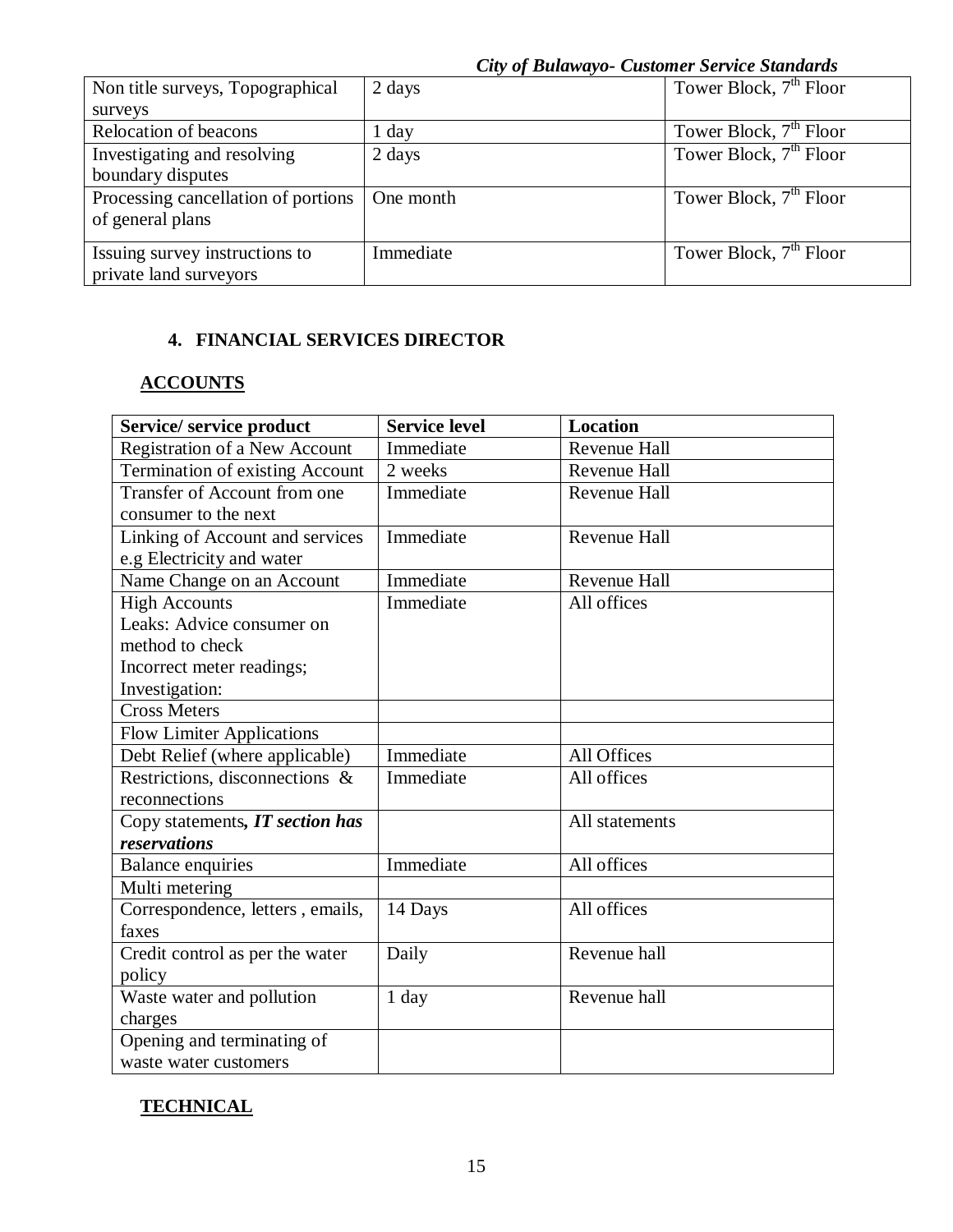| | | |
|---|---|---|
| Non title surveys, Topographical surveys | 2 days | Tower Block, 7th Floor |
| Relocation of beacons | 1 day | Tower Block, 7th Floor |
| Investigating and resolving boundary disputes | 2 days | Tower Block, 7th Floor |
| Processing cancellation of portions of general plans | One month | Tower Block, 7th Floor |
| Issuing survey instructions to private land surveyors | Immediate | Tower Block, 7th Floor |

## 4. FINANCIAL SERVICES DIRECTOR

### ACCOUNTS

| Service/ service product | Service level | Location |
|---|---|---|
| Registration of a New Account | Immediate | Revenue Hall |
| Termination of existing Account | 2 weeks | Revenue Hall |
| Transfer of Account from one consumer to the next | Immediate | Revenue Hall |
| Linking of Account and services e.g Electricity and water | Immediate | Revenue Hall |
| Name Change on an Account | Immediate | Revenue Hall |
| High Accounts<br>Leaks: Advice consumer on method to check<br>Incorrect meter readings;<br>Investigation: | Immediate | All offices |
| Cross Meters | | |
| Flow Limiter Applications | | |
| Debt Relief (where applicable) | Immediate | All Offices |
| Restrictions, disconnections & reconnections | Immediate | All offices |
| Copy statements, ***IT section has reservations*** | | All statements |
| Balance enquiries | Immediate | All offices |
| Multi metering | | |
| Correspondence, letters , emails, faxes | 14 Days | All offices |
| Credit control as per the water policy | Daily | Revenue hall |
| Waste water and pollution charges | 1 day | Revenue hall |
| Opening and terminating of waste water customers | | |

### TECHNICAL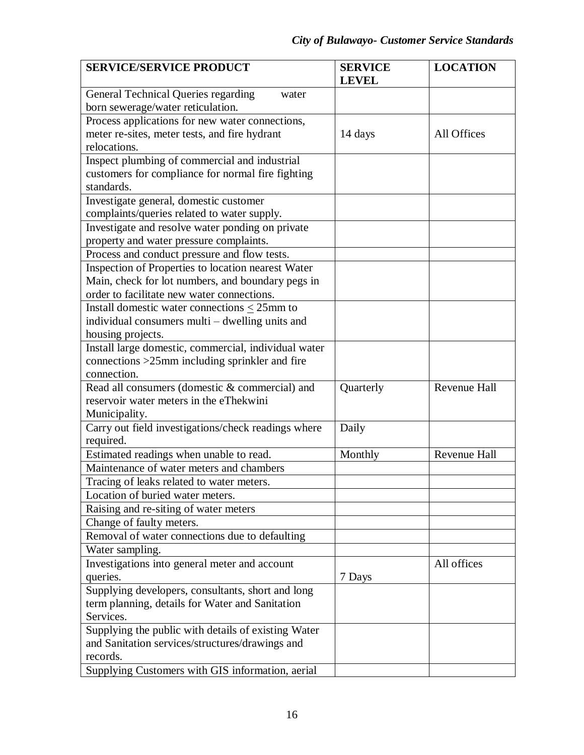| SERVICE/SERVICE PRODUCT | SERVICE LEVEL | LOCATION |
| --- | --- | --- |
| General Technical Queries regarding water born sewerage/water reticulation. | | |
| Process applications for new water connections, meter re-sites, meter tests, and fire hydrant relocations. | 14 days | All Offices |
| Inspect plumbing of commercial and industrial customers for compliance for normal fire fighting standards. | | |
| Investigate general, domestic customer complaints/queries related to water supply. | | |
| Investigate and resolve water ponding on private property and water pressure complaints. | | |
| Process and conduct pressure and flow tests. | | |
| Inspection of Properties to location nearest Water Main, check for lot numbers, and boundary pegs in order to facilitate new water connections. | | |
| Install domestic water connections $\leq$ 25mm to individual consumers multi – dwelling units and housing projects. | | |
| Install large domestic, commercial, individual water connections >25mm including sprinkler and fire connection. | | |
| Read all consumers (domestic & commercial) and reservoir water meters in the eThekwini Municipality. | Quarterly | Revenue Hall |
| Carry out field investigations/check readings where required. | Daily | |
| Estimated readings when unable to read. | Monthly | Revenue Hall |
| Maintenance of water meters and chambers | | |
| Tracing of leaks related to water meters. | | |
| Location of buried water meters. | | |
| Raising and re-siting of water meters | | |
| Change of faulty meters. | | |
| Removal of water connections due to defaulting | | |
| Water sampling. | | |
| Investigations into general meter and account queries. | 7 Days | All offices |
| Supplying developers, consultants, short and long term planning, details for Water and Sanitation Services. | | |
| Supplying the public with details of existing Water and Sanitation services/structures/drawings and records. | | |
| Supplying Customers with GIS information, aerial | | |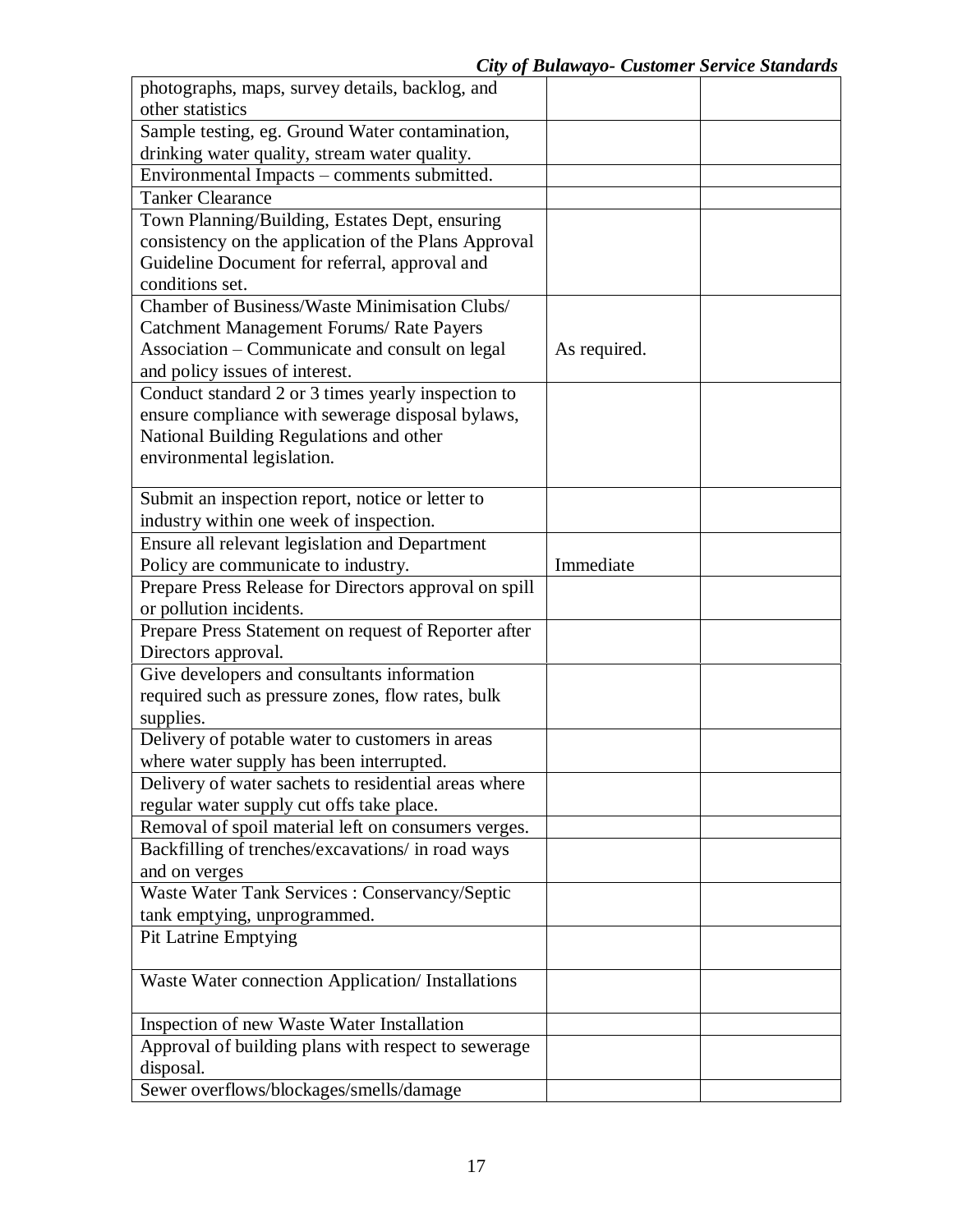| | | |
|---|---|---|
| photographs, maps, survey details, backlog, and other statistics | | |
| Sample testing, eg. Ground Water contamination, drinking water quality, stream water quality. | | |
| Environmental Impacts – comments submitted. | | |
| Tanker Clearance | | |
| Town Planning/Building, Estates Dept, ensuring consistency on the application of the Plans Approval Guideline Document for referral, approval and conditions set. | | |
| Chamber of Business/Waste Minimisation Clubs/ Catchment Management Forums/ Rate Payers Association – Communicate and consult on legal and policy issues of interest. | As required. | |
| Conduct standard 2 or 3 times yearly inspection to ensure compliance with sewerage disposal bylaws, National Building Regulations and other environmental legislation. | | |
| Submit an inspection report, notice or letter to industry within one week of inspection. | | |
| Ensure all relevant legislation and Department Policy are communicate to industry. | Immediate | |
| Prepare Press Release for Directors approval on spill or pollution incidents. | | |
| Prepare Press Statement on request of Reporter after Directors approval. | | |
| Give developers and consultants information required such as pressure zones, flow rates, bulk supplies. | | |
| Delivery of potable water to customers in areas where water supply has been interrupted. | | |
| Delivery of water sachets to residential areas where regular water supply cut offs take place. | | |
| Removal of spoil material left on consumers verges. | | |
| Backfilling of trenches/excavations/ in road ways and on verges | | |
| Waste Water Tank Services : Conservancy/Septic tank emptying, unprogrammed. | | |
| Pit Latrine Emptying | | |
| Waste Water connection Application/ Installations | | |
| Inspection of new Waste Water Installation | | |
| Approval of building plans with respect to sewerage disposal. | | |
| Sewer overflows/blockages/smells/damage | | |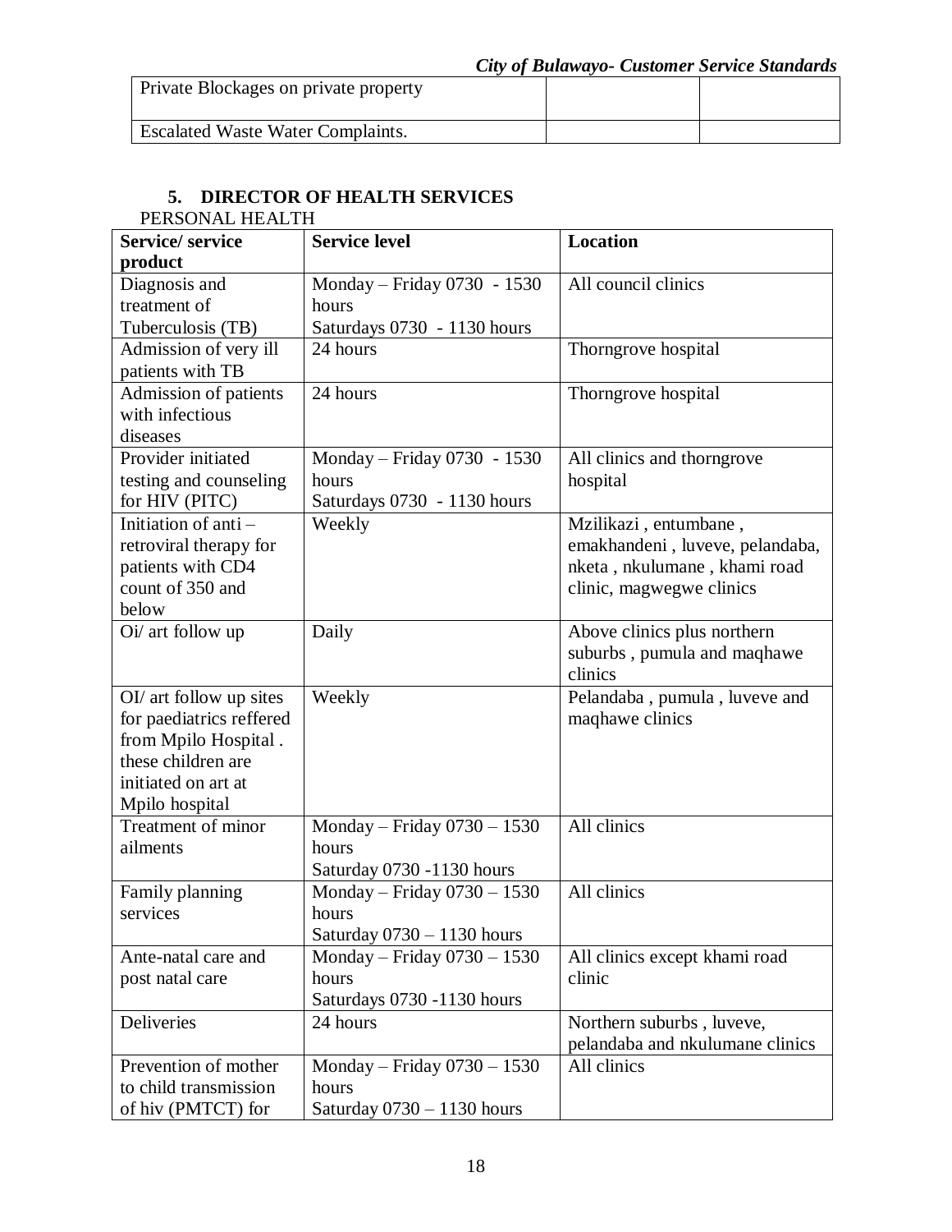| Private Blockages on private property | | |
|---|---|---|
| Escalated Waste Water Complaints. | | |

## 5. DIRECTOR OF HEALTH SERVICES

PERSONAL HEALTH

| Service/ service product | Service level | Location |
|---|---|---|
| Diagnosis and treatment of Tuberculosis (TB) | Monday – Friday 0730 - 1530 hours Saturdays 0730 - 1130 hours | All council clinics |
| Admission of very ill patients with TB | 24 hours | Thorngrove hospital |
| Admission of patients with infectious diseases | 24 hours | Thorngrove hospital |
| Provider initiated testing and counseling for HIV (PITC) | Monday – Friday 0730 - 1530 hours Saturdays 0730 - 1130 hours | All clinics and thorngrove hospital |
| Initiation of anti – retroviral therapy for patients with CD4 count of 350 and below | Weekly | Mzilikazi , entumbane , emakhandeni , luveve, pelandaba, nketa , nkulumane , khami road clinic, magwegwe clinics |
| Oi/ art follow up | Daily | Above clinics plus northern suburbs , pumula and maqhawe clinics |
| OI/ art follow up sites for paediatrics reffered from Mpilo Hospital . these children are initiated on art at Mpilo hospital | Weekly | Pelandaba , pumula , luveve and maqhawe clinics |
| Treatment of minor ailments | Monday – Friday 0730 – 1530 hours Saturday 0730 -1130 hours | All clinics |
| Family planning services | Monday – Friday 0730 – 1530 hours Saturday 0730 – 1130 hours | All clinics |
| Ante-natal care and post natal care | Monday – Friday 0730 – 1530 hours Saturdays 0730 -1130 hours | All clinics except khami road clinic |
| Deliveries | 24 hours | Northern suburbs , luveve, pelandaba and nkulumane clinics |
| Prevention of mother to child transmission of hiv (PMTCT) for | Monday – Friday 0730 – 1530 hours Saturday 0730 – 1130 hours | All clinics |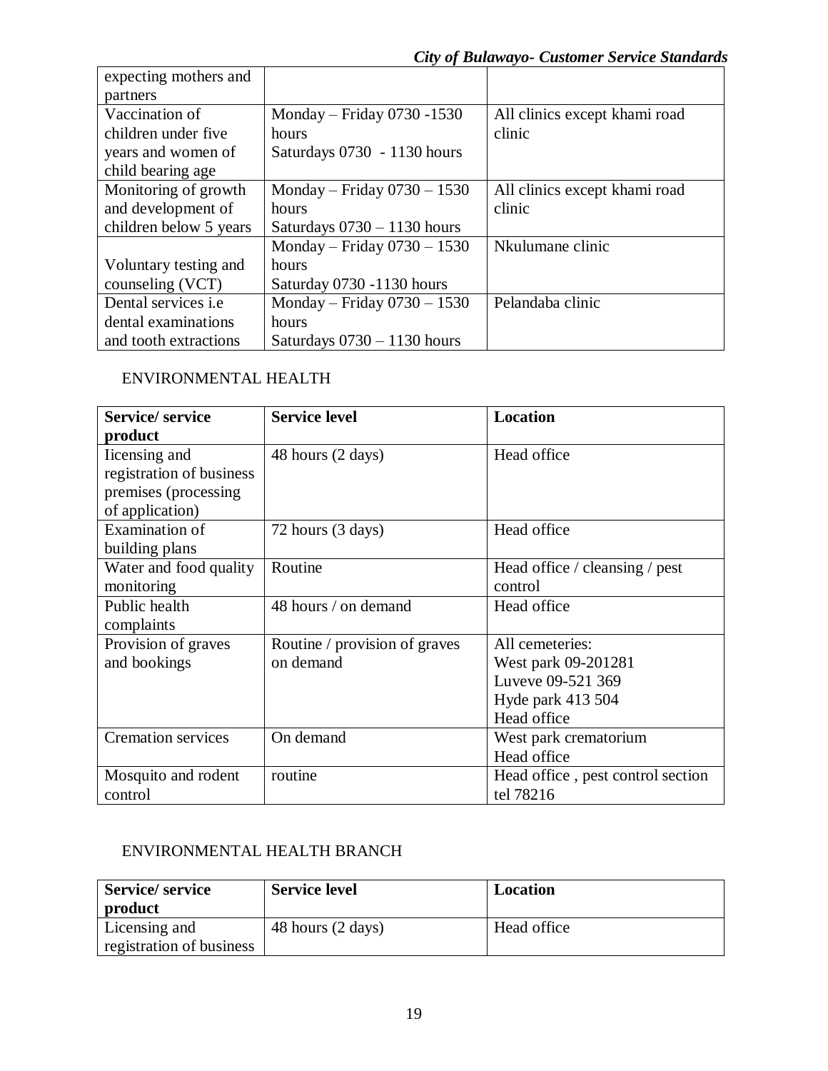| | | |
|---|---|---|
| expecting mothers and partners | | |
| Vaccination of children under five years and women of child bearing age | Monday – Friday 0730 -1530 hours<br>Saturdays 0730 - 1130 hours | All clinics except khami road clinic |
| Monitoring of growth and development of children below 5 years | Monday – Friday 0730 – 1530 hours<br>Saturdays 0730 – 1130 hours | All clinics except khami road clinic |
| Voluntary testing and counseling (VCT) | Monday – Friday 0730 – 1530 hours<br>Saturday 0730 -1130 hours | Nkulumane clinic |
| Dental services i.e dental examinations and tooth extractions | Monday – Friday 0730 – 1530 hours<br>Saturdays 0730 – 1130 hours | Pelandaba clinic |

ENVIRONMENTAL HEALTH

| Service/ service product | Service level | Location |
|---|---|---|
| Iicensing and registration of business premises (processing of application) | 48 hours (2 days) | Head office |
| Examination of building plans | 72 hours (3 days) | Head office |
| Water and food quality monitoring | Routine | Head office / cleansing / pest control |
| Public health complaints | 48 hours / on demand | Head office |
| Provision of graves and bookings | Routine / provision of graves on demand | All cemeteries:<br>West park 09-201281<br>Luveve 09-521 369<br>Hyde park 413 504<br>Head office |
| Cremation services | On demand | West park crematorium<br>Head office |
| Mosquito and rodent control | routine | Head office , pest control section tel 78216 |

ENVIRONMENTAL HEALTH BRANCH

| Service/ service product | Service level | Location |
|---|---|---|
| Licensing and registration of business | 48 hours (2 days) | Head office |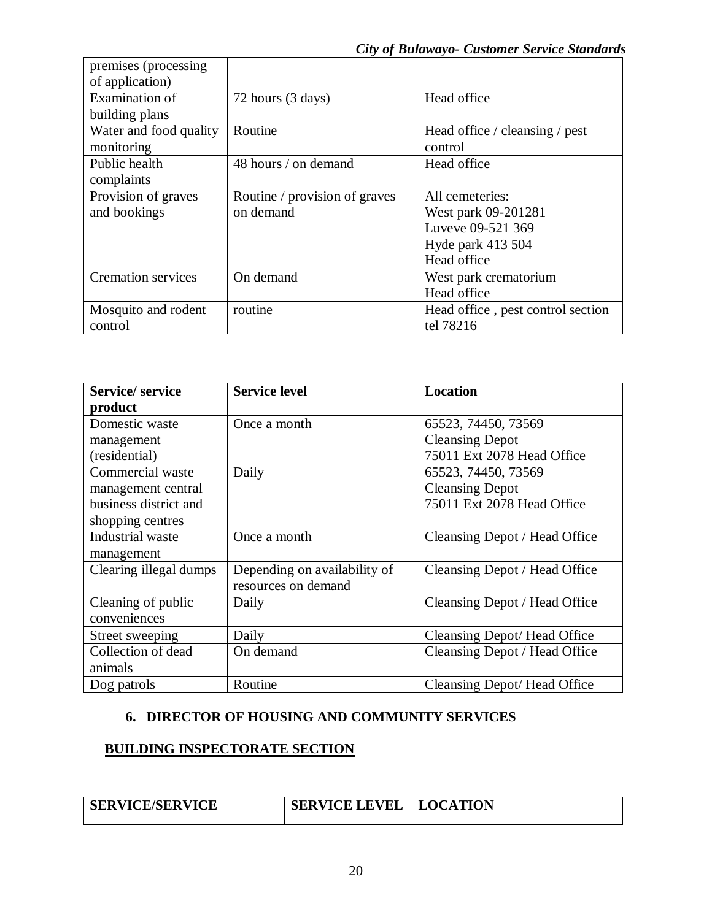| | | |
|---|---|---|
| premises (processing of application) | | |
| Examination of building plans | 72 hours (3 days) | Head office |
| Water and food quality monitoring | Routine | Head office / cleansing / pest control |
| Public health complaints | 48 hours / on demand | Head office |
| Provision of graves and bookings | Routine / provision of graves on demand | All cemeteries:<br>West park 09-201281<br>Luveve 09-521 369<br>Hyde park 413 504<br>Head office |
| Cremation services | On demand | West park crematorium<br>Head office |
| Mosquito and rodent control | routine | Head office , pest control section tel 78216 |

| **Service/ service product** | **Service level** | **Location** |
|---|---|---|
| Domestic waste management (residential) | Once a month | 65523, 74450, 73569<br>Cleansing Depot<br>75011 Ext 2078 Head Office |
| Commercial waste management central business district and shopping centres | Daily | 65523, 74450, 73569<br>Cleansing Depot<br>75011 Ext 2078 Head Office |
| Industrial waste management | Once a month | Cleansing Depot / Head Office |
| Clearing illegal dumps | Depending on availability of resources on demand | Cleansing Depot / Head Office |
| Cleaning of public conveniences | Daily | Cleansing Depot / Head Office |
| Street sweeping | Daily | Cleansing Depot/ Head Office |
| Collection of dead animals | On demand | Cleansing Depot / Head Office |
| Dog patrols | Routine | Cleansing Depot/ Head Office |

## 6. DIRECTOR OF HOUSING AND COMMUNITY SERVICES

### BUILDING INSPECTORATE SECTION

| **SERVICE/SERVICE** | **SERVICE LEVEL** | **LOCATION** |
|---|---|---|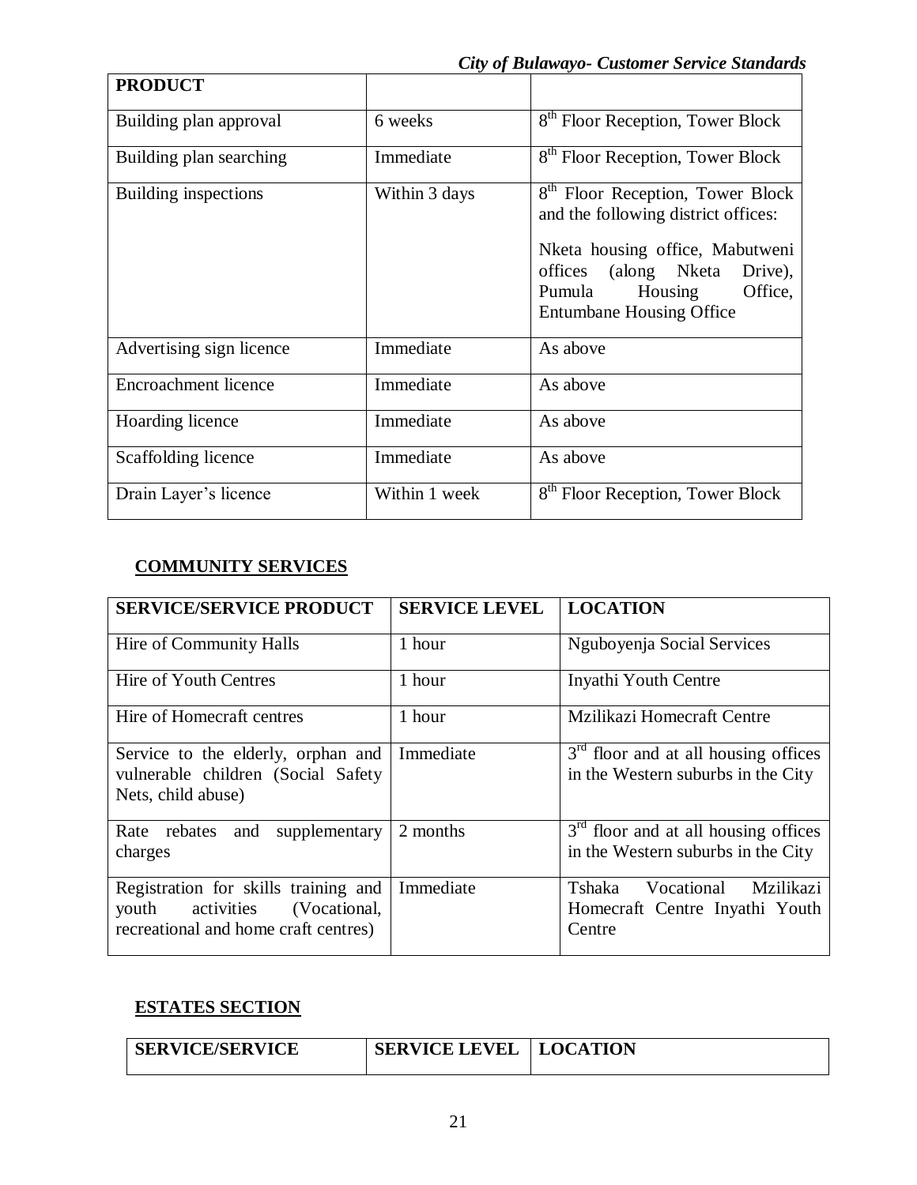| PRODUCT | | |
|---|---|---|
| Building plan approval | 6 weeks | 8th Floor Reception, Tower Block |
| Building plan searching | Immediate | 8th Floor Reception, Tower Block |
| Building inspections | Within 3 days | 8th Floor Reception, Tower Block and the following district offices: Nketa housing office, Mabutweni offices (along Nketa Drive), Pumula Housing Office, Entumbane Housing Office |
| Advertising sign licence | Immediate | As above |
| Encroachment licence | Immediate | As above |
| Hoarding licence | Immediate | As above |
| Scaffolding licence | Immediate | As above |
| Drain Layer's licence | Within 1 week | 8th Floor Reception, Tower Block |

## COMMUNITY SERVICES

| SERVICE/SERVICE PRODUCT | SERVICE LEVEL | LOCATION |
|---|---|---|
| Hire of Community Halls | 1 hour | Nguboyenja Social Services |
| Hire of Youth Centres | 1 hour | Inyathi Youth Centre |
| Hire of Homecraft centres | 1 hour | Mzilikazi Homecraft Centre |
| Service to the elderly, orphan and vulnerable children (Social Safety Nets, child abuse) | Immediate | 3rd floor and at all housing offices in the Western suburbs in the City |
| Rate rebates and supplementary charges | 2 months | 3rd floor and at all housing offices in the Western suburbs in the City |
| Registration for skills training and youth activities (Vocational, recreational and home craft centres) | Immediate | Tshaka Vocational Mzilikazi Homecraft Centre Inyathi Youth Centre |

## ESTATES SECTION

| SERVICE/SERVICE | SERVICE LEVEL | LOCATION |
|---|---|---|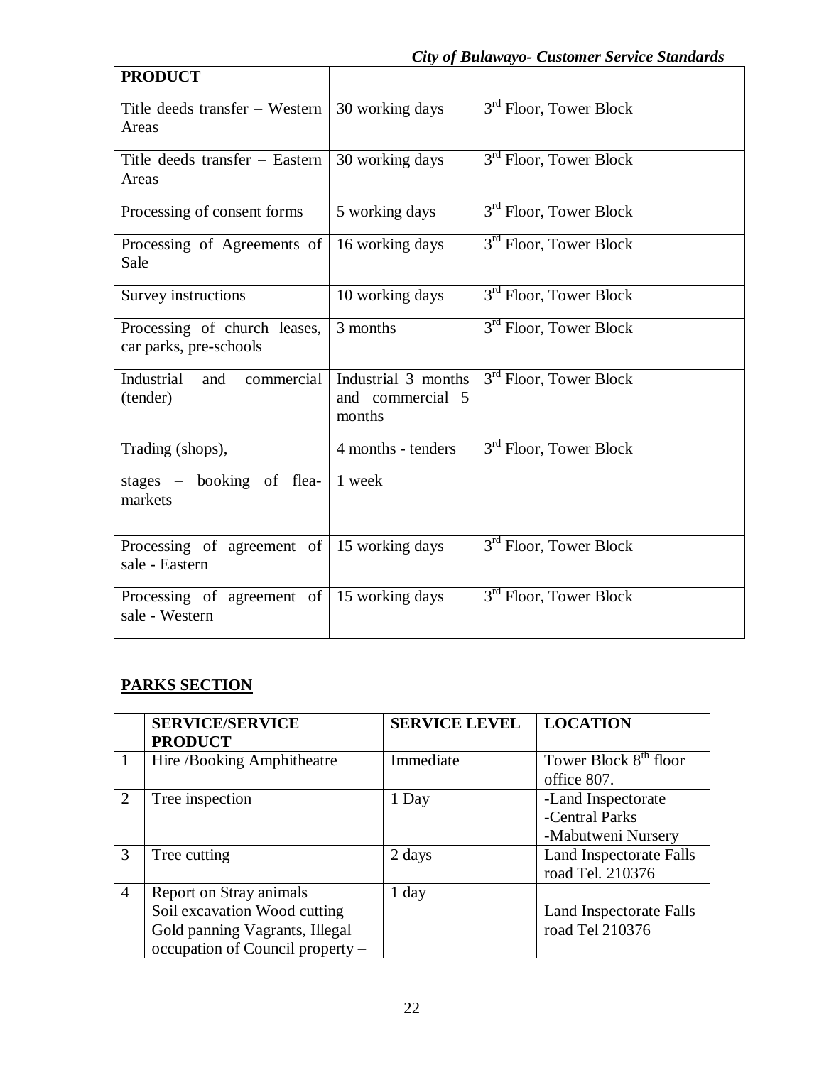| PRODUCT | | |
|---|---|---|
| Title deeds transfer – Western Areas | 30 working days | 3rd Floor, Tower Block |
| Title deeds transfer – Eastern Areas | 30 working days | 3rd Floor, Tower Block |
| Processing of consent forms | 5 working days | 3rd Floor, Tower Block |
| Processing of Agreements of Sale | 16 working days | 3rd Floor, Tower Block |
| Survey instructions | 10 working days | 3rd Floor, Tower Block |
| Processing of church leases, car parks, pre-schools | 3 months | 3rd Floor, Tower Block |
| Industrial and commercial (tender) | Industrial 3 months and commercial 5 months | 3rd Floor, Tower Block |
| Trading (shops),<br><br>stages – booking of flea-markets | 4 months - tenders<br><br>1 week | 3rd Floor, Tower Block |
| Processing of agreement of sale - Eastern | 15 working days | 3rd Floor, Tower Block |
| Processing of agreement of sale - Western | 15 working days | 3rd Floor, Tower Block |

## PARKS SECTION

| | SERVICE/SERVICE PRODUCT | SERVICE LEVEL | LOCATION |
|---|---|---|---|
| 1 | Hire /Booking Amphitheatre | Immediate | Tower Block 8th floor office 807. |
| 2 | Tree inspection | 1 Day | -Land Inspectorate<br>-Central Parks<br>-Mabutweni Nursery |
| 3 | Tree cutting | 2 days | Land Inspectorate Falls road Tel. 210376 |
| 4 | Report on Stray animals<br>Soil excavation Wood cutting<br>Gold panning Vagrants, Illegal occupation of Council property – | 1 day | Land Inspectorate Falls road Tel 210376 |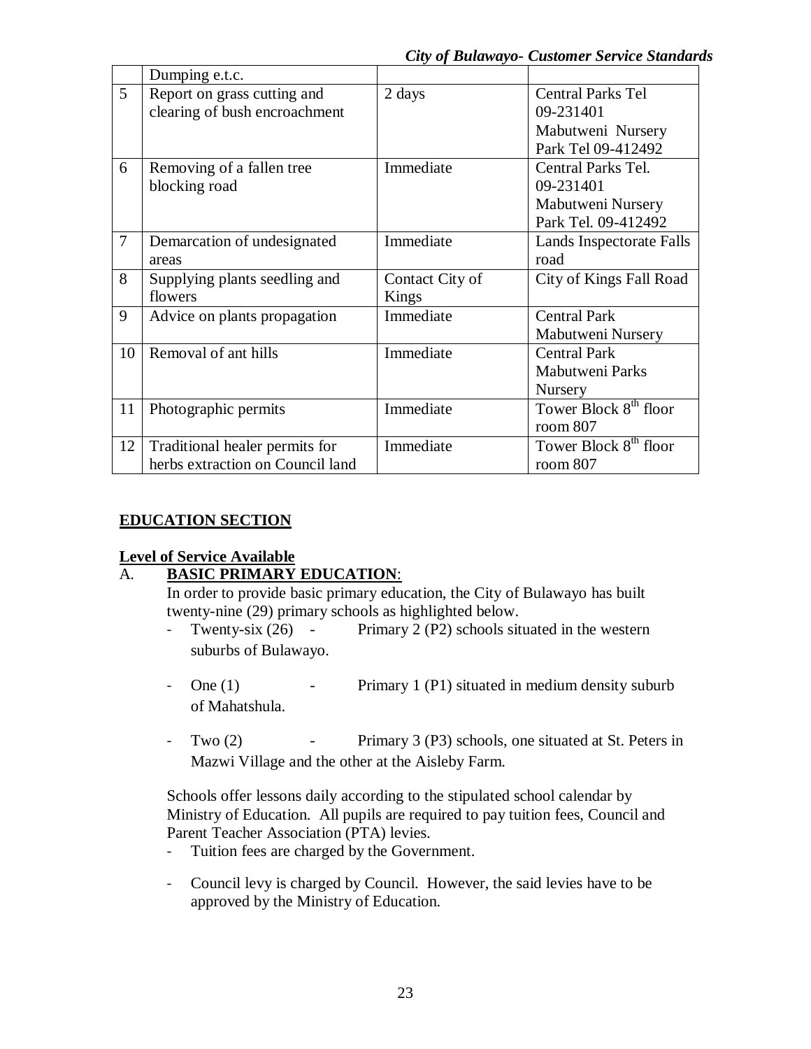| | | | |
|---|---|---|---|
| | Dumping e.t.c. | | |
| 5 | Report on grass cutting and clearing of bush encroachment | 2 days | Central Parks Tel 09-231401 Mabutweni Nursery Park Tel 09-412492 |
| 6 | Removing of a fallen tree blocking road | Immediate | Central Parks Tel. 09-231401 Mabutweni Nursery Park Tel. 09-412492 |
| 7 | Demarcation of undesignated areas | Immediate | Lands Inspectorate Falls road |
| 8 | Supplying plants seedling and flowers | Contact City of Kings | City of Kings Fall Road |
| 9 | Advice on plants propagation | Immediate | Central Park Mabutweni Nursery |
| 10 | Removal of ant hills | Immediate | Central Park Mabutweni Parks Nursery |
| 11 | Photographic permits | Immediate | Tower Block 8th floor room 807 |
| 12 | Traditional healer permits for herbs extraction on Council land | Immediate | Tower Block 8th floor room 807 |

## EDUCATION SECTION

**Level of Service Available**

A. **BASIC PRIMARY EDUCATION**:

In order to provide basic primary education, the City of Bulawayo has built twenty-nine (29) primary schools as highlighted below.

- Twenty-six (26) - Primary 2 (P2) schools situated in the western suburbs of Bulawayo.
- One (1) - Primary 1 (P1) situated in medium density suburb of Mahatshula.
- Two (2) - Primary 3 (P3) schools, one situated at St. Peters in Mazwi Village and the other at the Aisleby Farm.

Schools offer lessons daily according to the stipulated school calendar by Ministry of Education. All pupils are required to pay tuition fees, Council and Parent Teacher Association (PTA) levies.

- Tuition fees are charged by the Government.
- Council levy is charged by Council. However, the said levies have to be approved by the Ministry of Education.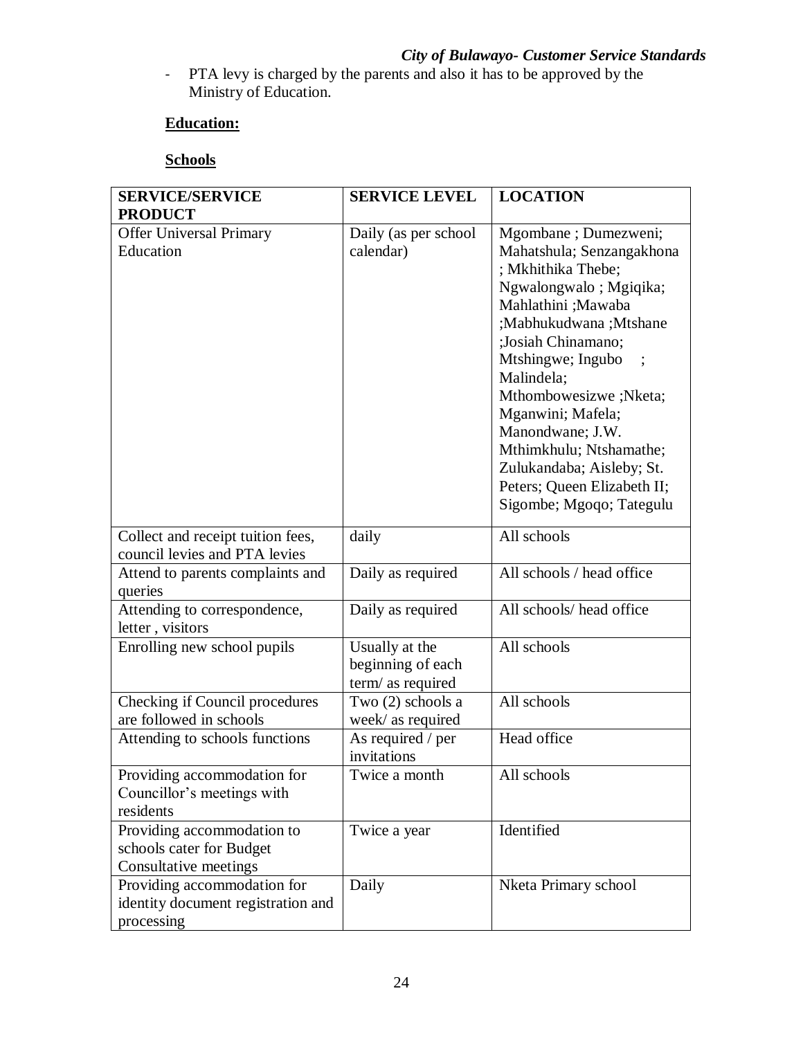- PTA levy is charged by the parents and also it has to be approved by the Ministry of Education.

**Education:**

**Schools**

| SERVICE/SERVICE PRODUCT | SERVICE LEVEL | LOCATION |
|---|---|---|
| Offer Universal Primary Education | Daily (as per school calendar) | Mgombane ; Dumezweni; Mahatshula; Senzangakhona ; Mkhithika Thebe; Ngwalongwalo ; Mgiqika; Mahlathini ;Mawaba ;Mabhukudwana ;Mtshane ;Josiah Chinamano; Mtshingwe; Ingubo ; Malindela; Mthombowesizwe ;Nketa; Mganwini; Mafela; Manondwane; J.W. Mthimkhulu; Ntshamathe; Zulukandaba; Aisleby; St. Peters; Queen Elizabeth II; Sigombe; Mgoqo; Tategulu |
| Collect and receipt tuition fees, council levies and PTA levies | daily | All schools |
| Attend to parents complaints and queries | Daily as required | All schools / head office |
| Attending to correspondence, letter , visitors | Daily as required | All schools/ head office |
| Enrolling new school pupils | Usually at the beginning of each term/ as required | All schools |
| Checking if Council procedures are followed in schools | Two (2) schools a week/ as required | All schools |
| Attending to schools functions | As required / per invitations | Head office |
| Providing accommodation for Councillor's meetings with residents | Twice a month | All schools |
| Providing accommodation to schools cater for Budget Consultative meetings | Twice a year | Identified |
| Providing accommodation for identity document registration and processing | Daily | Nketa Primary school |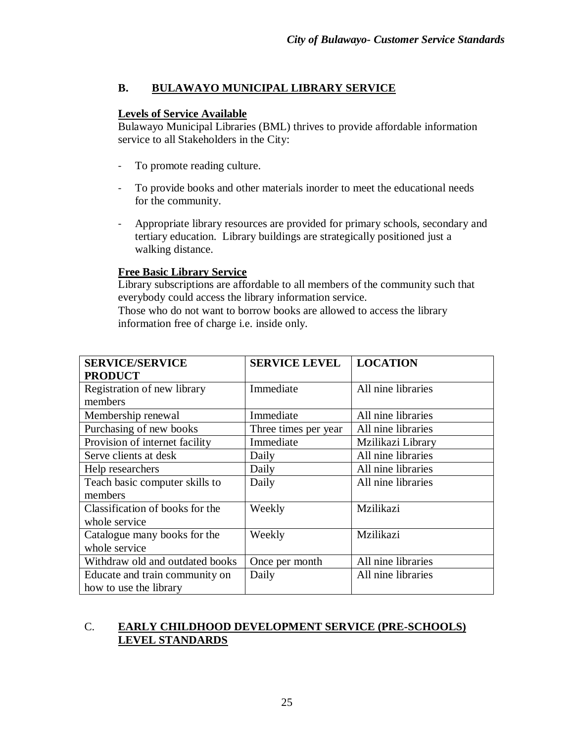## B. BULAWAYO MUNICIPAL LIBRARY SERVICE

**Levels of Service Available**

Bulawayo Municipal Libraries (BML) thrives to provide affordable information service to all Stakeholders in the City:

- To promote reading culture.
- To provide books and other materials inorder to meet the educational needs for the community.
- Appropriate library resources are provided for primary schools, secondary and tertiary education. Library buildings are strategically positioned just a walking distance.

**Free Basic Library Service**

Library subscriptions are affordable to all members of the community such that everybody could access the library information service.

Those who do not want to borrow books are allowed to access the library information free of charge i.e. inside only.

| SERVICE/SERVICE PRODUCT | SERVICE LEVEL | LOCATION |
|---|---|---|
| Registration of new library members | Immediate | All nine libraries |
| Membership renewal | Immediate | All nine libraries |
| Purchasing of new books | Three times per year | All nine libraries |
| Provision of internet facility | Immediate | Mzilikazi Library |
| Serve clients at desk | Daily | All nine libraries |
| Help researchers | Daily | All nine libraries |
| Teach basic computer skills to members | Daily | All nine libraries |
| Classification of books for the whole service | Weekly | Mzilikazi |
| Catalogue many books for the whole service | Weekly | Mzilikazi |
| Withdraw old and outdated books | Once per month | All nine libraries |
| Educate and train community on how to use the library | Daily | All nine libraries |

## C. EARLY CHILDHOOD DEVELOPMENT SERVICE (PRE-SCHOOLS) LEVEL STANDARDS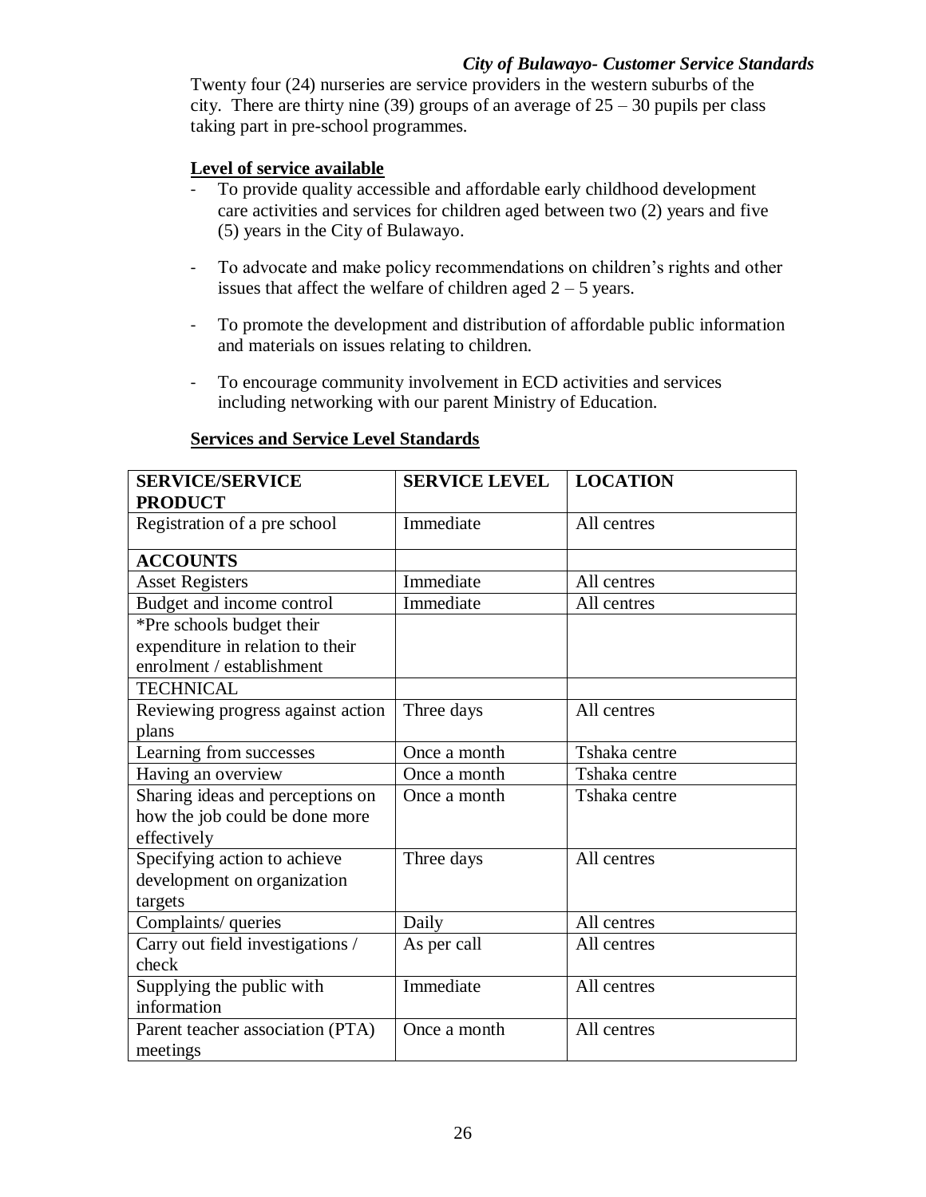Twenty four (24) nurseries are service providers in the western suburbs of the city. There are thirty nine (39) groups of an average of 25 – 30 pupils per class taking part in pre-school programmes.

**Level of service available**

- To provide quality accessible and affordable early childhood development care activities and services for children aged between two (2) years and five (5) years in the City of Bulawayo.
- To advocate and make policy recommendations on children's rights and other issues that affect the welfare of children aged 2 – 5 years.
- To promote the development and distribution of affordable public information and materials on issues relating to children.
- To encourage community involvement in ECD activities and services including networking with our parent Ministry of Education.

**Services and Service Level Standards**

| SERVICE/SERVICE PRODUCT | SERVICE LEVEL | LOCATION |
|---|---|---|
| Registration of a pre school | Immediate | All centres |
| **ACCOUNTS** | | |
| Asset Registers | Immediate | All centres |
| Budget and income control | Immediate | All centres |
| *Pre schools budget their expenditure in relation to their enrolment / establishment | | |
| TECHNICAL | | |
| Reviewing progress against action plans | Three days | All centres |
| Learning from successes | Once a month | Tshaka centre |
| Having an overview | Once a month | Tshaka centre |
| Sharing ideas and perceptions on how the job could be done more effectively | Once a month | Tshaka centre |
| Specifying action to achieve development on organization targets | Three days | All centres |
| Complaints/ queries | Daily | All centres |
| Carry out field investigations / check | As per call | All centres |
| Supplying the public with information | Immediate | All centres |
| Parent teacher association (PTA) meetings | Once a month | All centres |